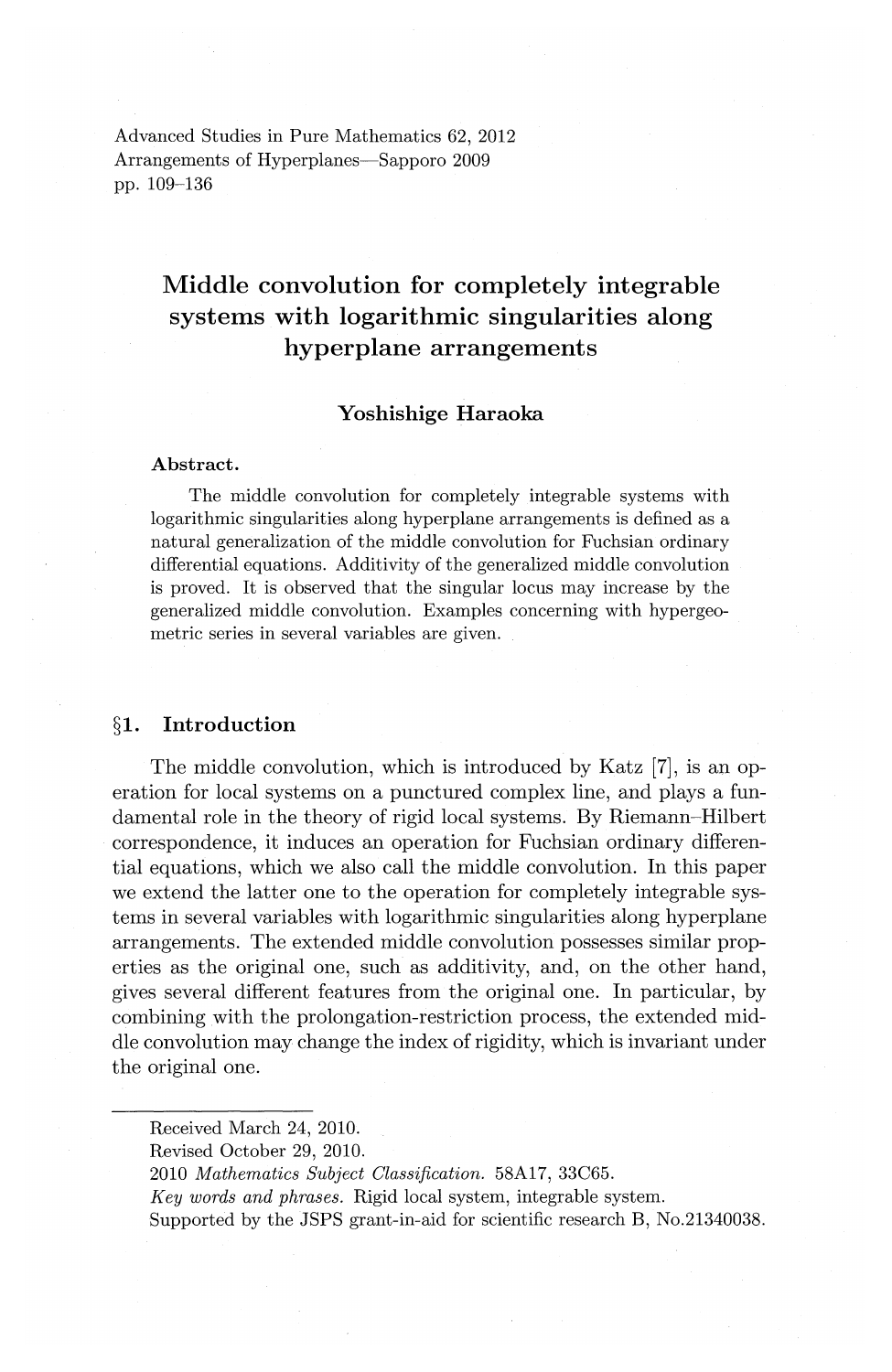Advanced Studies in Pure Mathematics 62, 2012
Arrangements of Hyperplanes—Sapporo 2009
pp. 109–136

# Middle convolution for completely integrable systems with logarithmic singularities along hyperplane arrangements

**Yoshishige Haraoka**

**Abstract.**

The middle convolution for completely integrable systems with logarithmic singularities along hyperplane arrangements is defined as a natural generalization of the middle convolution for Fuchsian ordinary differential equations. Additivity of the generalized middle convolution is proved. It is observed that the singular locus may increase by the generalized middle convolution. Examples concerning with hypergeometric series in several variables are given.

## §1. Introduction

The middle convolution, which is introduced by Katz [7], is an operation for local systems on a punctured complex line, and plays a fundamental role in the theory of rigid local systems. By Riemann–Hilbert correspondence, it induces an operation for Fuchsian ordinary differential equations, which we also call the middle convolution. In this paper we extend the latter one to the operation for completely integrable systems in several variables with logarithmic singularities along hyperplane arrangements. The extended middle convolution possesses similar properties as the original one, such as additivity, and, on the other hand, gives several different features from the original one. In particular, by combining with the prolongation-restriction process, the extended middle convolution may change the index of rigidity, which is invariant under the original one.

---

Received March 24, 2010.
Revised October 29, 2010.
2010 *Mathematics Subject Classification.* 58A17, 33C65.
*Key words and phrases.* Rigid local system, integrable system.
Supported by the JSPS grant-in-aid for scientific research B, No.21340038.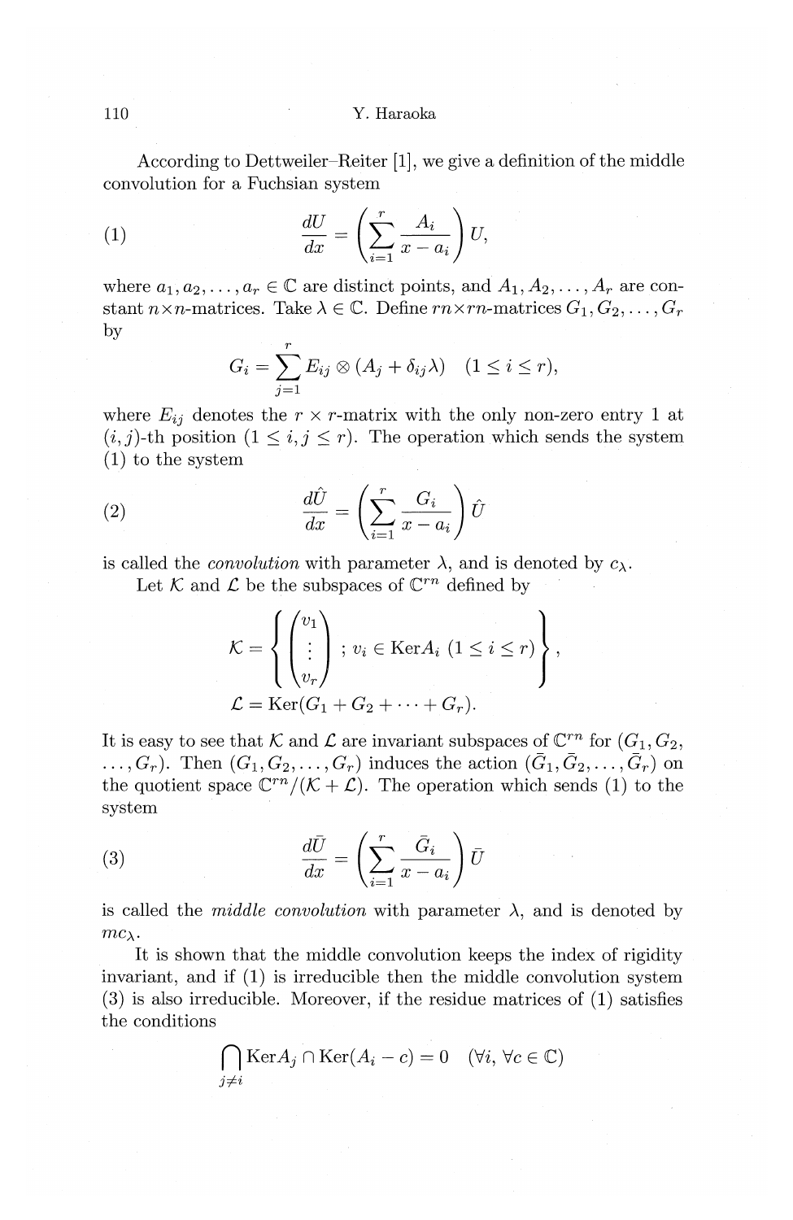According to Dettweiler–Reiter [1], we give a definition of the middle convolution for a Fuchsian system

$$\frac{dU}{dx} = \left(\sum_{i=1}^{r} \frac{A_i}{x - a_i}\right) U, \tag{1}$$

where $a_1, a_2, \ldots, a_r \in \mathbb{C}$ are distinct points, and $A_1, A_2, \ldots, A_r$ are constant $n \times n$-matrices. Take $\lambda \in \mathbb{C}$. Define $rn \times rn$-matrices $G_1, G_2, \ldots, G_r$ by

$$G_i = \sum_{j=1}^{r} E_{ij} \otimes (A_j + \delta_{ij}\lambda) \quad (1 \le i \le r),$$

where $E_{ij}$ denotes the $r \times r$-matrix with the only non-zero entry 1 at $(i, j)$-th position $(1 \le i, j \le r)$. The operation which sends the system (1) to the system

$$\frac{d\hat{U}}{dx} = \left(\sum_{i=1}^{r} \frac{G_i}{x - a_i}\right) \hat{U} \tag{2}$$

is called the *convolution* with parameter $\lambda$, and is denoted by $c_\lambda$.

Let $\mathcal{K}$ and $\mathcal{L}$ be the subspaces of $\mathbb{C}^{rn}$ defined by

$$\mathcal{K} = \left\{ \begin{pmatrix} v_1 \\ \vdots \\ v_r \end{pmatrix} ; \, v_i \in \mathrm{Ker} A_i \ (1 \le i \le r) \right\},$$

$$\mathcal{L} = \mathrm{Ker}(G_1 + G_2 + \cdots + G_r).$$

It is easy to see that $\mathcal{K}$ and $\mathcal{L}$ are invariant subspaces of $\mathbb{C}^{rn}$ for $(G_1, G_2, \ldots, G_r)$. Then $(G_1, G_2, \ldots, G_r)$ induces the action $(\bar{G}_1, \bar{G}_2, \ldots, \bar{G}_r)$ on the quotient space $\mathbb{C}^{rn}/(\mathcal{K} + \mathcal{L})$. The operation which sends (1) to the system

$$\frac{d\bar{U}}{dx} = \left(\sum_{i=1}^{r} \frac{\bar{G}_i}{x - a_i}\right) \bar{U} \tag{3}$$

is called the *middle convolution* with parameter $\lambda$, and is denoted by $mc_\lambda$.

It is shown that the middle convolution keeps the index of rigidity invariant, and if (1) is irreducible then the middle convolution system (3) is also irreducible. Moreover, if the residue matrices of (1) satisfies the conditions

$$\bigcap_{j \ne i} \mathrm{Ker} A_j \cap \mathrm{Ker}(A_i - c) = 0 \quad (\forall i, \forall c \in \mathbb{C})$$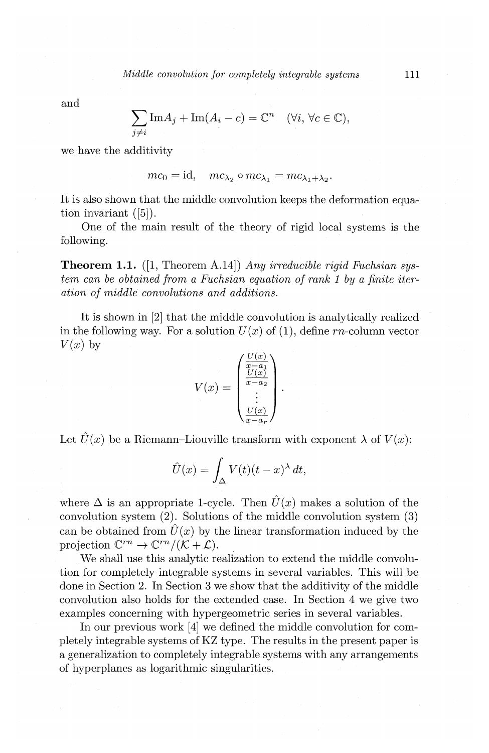and

$$\sum_{j \neq i} \mathrm{Im} A_j + \mathrm{Im}(A_i - c) = \mathbb{C}^n \quad (\forall i, \forall c \in \mathbb{C}),$$

we have the additivity

$$mc_0 = \mathrm{id}, \quad mc_{\lambda_2} \circ mc_{\lambda_1} = mc_{\lambda_1 + \lambda_2}.$$

It is also shown that the middle convolution keeps the deformation equation invariant ([5]).

One of the main result of the theory of rigid local systems is the following.

**Theorem 1.1.** ([1, Theorem A.14]) *Any irreducible rigid Fuchsian system can be obtained from a Fuchsian equation of rank 1 by a finite iteration of middle convolutions and additions.*

It is shown in [2] that the middle convolution is analytically realized in the following way. For a solution $U(x)$ of (1), define $rn$-column vector $V(x)$ by

$$V(x) = \begin{pmatrix} \frac{U(x)}{x - a_1} \\ \frac{U(x)}{x - a_2} \\ \vdots \\ \frac{U(x)}{x - a_r} \end{pmatrix}.$$

Let $\hat{U}(x)$ be a Riemann–Liouville transform with exponent $\lambda$ of $V(x)$:

$$\hat{U}(x) = \int_{\Delta} V(t)(t - x)^{\lambda} \, dt,$$

where $\Delta$ is an appropriate 1-cycle. Then $\hat{U}(x)$ makes a solution of the convolution system (2). Solutions of the middle convolution system (3) can be obtained from $\hat{U}(x)$ by the linear transformation induced by the projection $\mathbb{C}^{rn} \to \mathbb{C}^{rn}/(\mathcal{K} + \mathcal{L})$.

We shall use this analytic realization to extend the middle convolution for completely integrable systems in several variables. This will be done in Section 2. In Section 3 we show that the additivity of the middle convolution also holds for the extended case. In Section 4 we give two examples concerning with hypergeometric series in several variables.

In our previous work [4] we defined the middle convolution for completely integrable systems of KZ type. The results in the present paper is a generalization to completely integrable systems with any arrangements of hyperplanes as logarithmic singularities.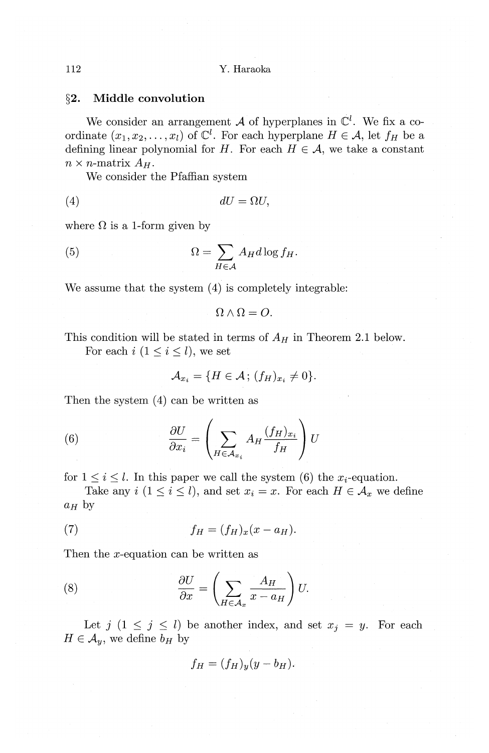## §2. Middle convolution

We consider an arrangement $\mathcal{A}$ of hyperplanes in $\mathbb{C}^l$. We fix a coordinate $(x_1, x_2, \ldots, x_l)$ of $\mathbb{C}^l$. For each hyperplane $H \in \mathcal{A}$, let $f_H$ be a defining linear polynomial for $H$. For each $H \in \mathcal{A}$, we take a constant $n \times n$-matrix $A_H$.

We consider the Pfaffian system

$$dU = \Omega U, \tag{4}$$

where $\Omega$ is a 1-form given by

$$\Omega = \sum_{H \in \mathcal{A}} A_H \, d \log f_H. \tag{5}$$

We assume that the system (4) is completely integrable:

$$\Omega \wedge \Omega = O.$$

This condition will be stated in terms of $A_H$ in Theorem 2.1 below.

For each $i$ $(1 \leq i \leq l)$, we set

$$\mathcal{A}_{x_i} = \{H \in \mathcal{A};\, (f_H)_{x_i} \neq 0\}.$$

Then the system (4) can be written as

$$\frac{\partial U}{\partial x_i} = \left( \sum_{H \in \mathcal{A}_{x_i}} A_H \frac{(f_H)_{x_i}}{f_H} \right) U \tag{6}$$

for $1 \leq i \leq l$. In this paper we call the system (6) the $x_i$-equation.

Take any $i$ $(1 \leq i \leq l)$, and set $x_i = x$. For each $H \in \mathcal{A}_x$ we define $a_H$ by

$$f_H = (f_H)_x (x - a_H). \tag{7}$$

Then the $x$-equation can be written as

$$\frac{\partial U}{\partial x} = \left( \sum_{H \in \mathcal{A}_x} \frac{A_H}{x - a_H} \right) U. \tag{8}$$

Let $j$ $(1 \leq j \leq l)$ be another index, and set $x_j = y$. For each $H \in \mathcal{A}_y$, we define $b_H$ by

$$f_H = (f_H)_y (y - b_H).$$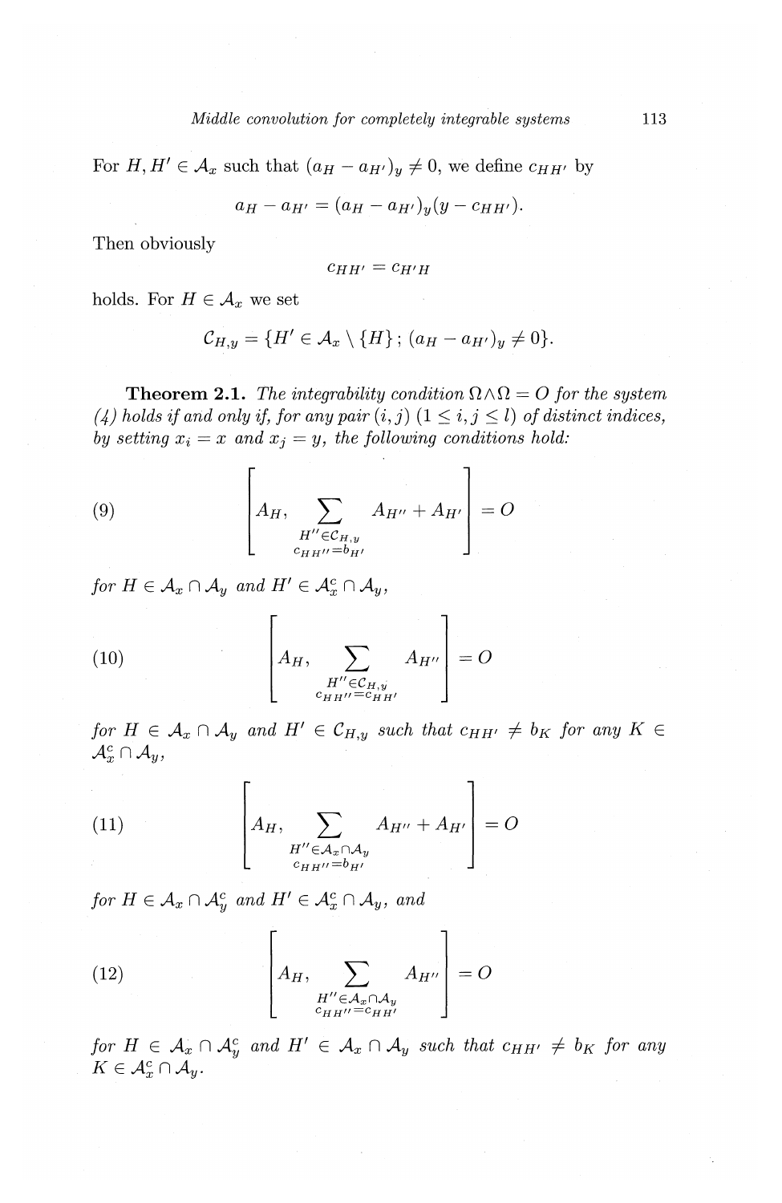For $H, H' \in \mathcal{A}_x$ such that $(a_H - a_{H'})_y \neq 0$, we define $c_{HH'}$ by

$$a_H - a_{H'} = (a_H - a_{H'})_y (y - c_{HH'}).$$

Then obviously

$$c_{HH'} = c_{H'H}$$

holds. For $H \in \mathcal{A}_x$ we set

$$\mathcal{C}_{H,y} = \{H' \in \mathcal{A}_x \setminus \{H\}\,;\, (a_H - a_{H'})_y \neq 0\}.$$

**Theorem 2.1.** *The integrability condition $\Omega \wedge \Omega = O$ for the system (4) holds if and only if, for any pair $(i, j)$ $(1 \leq i, j \leq l)$ of distinct indices, by setting $x_i = x$ and $x_j = y$, the following conditions hold:*

$$\left[ A_H, \sum_{\substack{H'' \in \mathcal{C}_{H,y} \\ c_{HH''} = b_{H'}}} A_{H''} + A_{H'} \right] = O \tag{9}$$

*for $H \in \mathcal{A}_x \cap \mathcal{A}_y$ and $H' \in \mathcal{A}_x^c \cap \mathcal{A}_y$,*

$$\left[ A_H, \sum_{\substack{H'' \in \mathcal{C}_{H,y} \\ c_{HH''} = c_{HH'}}} A_{H''} \right] = O \tag{10}$$

*for $H \in \mathcal{A}_x \cap \mathcal{A}_y$ and $H' \in \mathcal{C}_{H,y}$ such that $c_{HH'} \neq b_K$ for any $K \in \mathcal{A}_x^c \cap \mathcal{A}_y$,*

$$\left[ A_H, \sum_{\substack{H'' \in \mathcal{A}_x \cap \mathcal{A}_y \\ c_{HH''} = b_{H'}}} A_{H''} + A_{H'} \right] = O \tag{11}$$

*for $H \in \mathcal{A}_x \cap \mathcal{A}_y^c$ and $H' \in \mathcal{A}_x^c \cap \mathcal{A}_y$, and*

$$\left[ A_H, \sum_{\substack{H'' \in \mathcal{A}_x \cap \mathcal{A}_y \\ c_{HH''} = c_{HH'}}} A_{H''} \right] = O \tag{12}$$

*for $H \in \mathcal{A}_x \cap \mathcal{A}_y^c$ and $H' \in \mathcal{A}_x \cap \mathcal{A}_y$ such that $c_{HH'} \neq b_K$ for any $K \in \mathcal{A}_x^c \cap \mathcal{A}_y$.*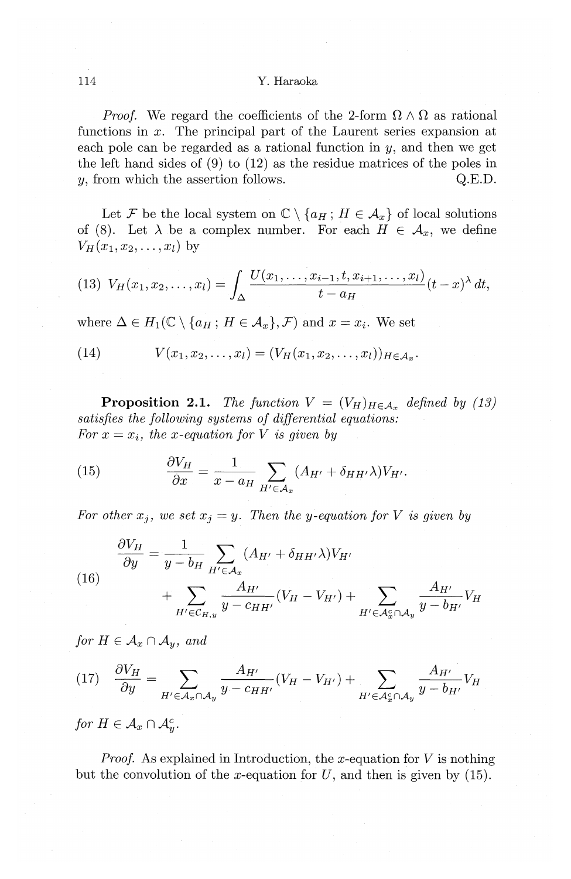*Proof.* We regard the coefficients of the 2-form $\Omega \wedge \Omega$ as rational functions in $x$. The principal part of the Laurent series expansion at each pole can be regarded as a rational function in $y$, and then we get the left hand sides of (9) to (12) as the residue matrices of the poles in $y$, from which the assertion follows. Q.E.D.

Let $\mathcal{F}$ be the local system on $\mathbb{C} \setminus \{a_H \,;\, H \in \mathcal{A}_x\}$ of local solutions of (8). Let $\lambda$ be a complex number. For each $H \in \mathcal{A}_x$, we define $V_H(x_1, x_2, \ldots, x_l)$ by

$$
(13)\quad V_H(x_1, x_2, \ldots, x_l) = \int_{\Delta} \frac{U(x_1, \ldots, x_{i-1}, t, x_{i+1}, \ldots, x_l)}{t - a_H} (t - x)^{\lambda}\, dt,
$$

where $\Delta \in H_1(\mathbb{C} \setminus \{a_H \,;\, H \in \mathcal{A}_x\}, \mathcal{F})$ and $x = x_i$. We set

$$
(14)\qquad V(x_1, x_2, \ldots, x_l) = (V_H(x_1, x_2, \ldots, x_l))_{H \in \mathcal{A}_x}.
$$

**Proposition 2.1.** *The function $V = (V_H)_{H \in \mathcal{A}_x}$ defined by (13) satisfies the following systems of differential equations:*
*For $x = x_i$, the $x$-equation for $V$ is given by*

$$
(15)\qquad \frac{\partial V_H}{\partial x} = \frac{1}{x - a_H} \sum_{H' \in \mathcal{A}_x} (A_{H'} + \delta_{HH'} \lambda) V_{H'}.
$$

*For other $x_j$, we set $x_j = y$. Then the $y$-equation for $V$ is given by*

$$
(16)\qquad
\begin{aligned}
\frac{\partial V_H}{\partial y} = {} & \frac{1}{y - b_H} \sum_{H' \in \mathcal{A}_x} (A_{H'} + \delta_{HH'} \lambda) V_{H'} \\
& + \sum_{H' \in \mathcal{C}_{H,y}} \frac{A_{H'}}{y - c_{HH'}} (V_H - V_{H'}) + \sum_{H' \in \mathcal{A}_x^c \cap \mathcal{A}_y} \frac{A_{H'}}{y - b_{H'}} V_H
\end{aligned}
$$

*for $H \in \mathcal{A}_x \cap \mathcal{A}_y$, and*

$$
(17)\quad \frac{\partial V_H}{\partial y} = \sum_{H' \in \mathcal{A}_x \cap \mathcal{A}_y} \frac{A_{H'}}{y - c_{HH'}} (V_H - V_{H'}) + \sum_{H' \in \mathcal{A}_x^c \cap \mathcal{A}_y} \frac{A_{H'}}{y - b_{H'}} V_H
$$

*for $H \in \mathcal{A}_x \cap \mathcal{A}_y^c$.*

*Proof.* As explained in Introduction, the $x$-equation for $V$ is nothing but the convolution of the $x$-equation for $U$, and then is given by (15).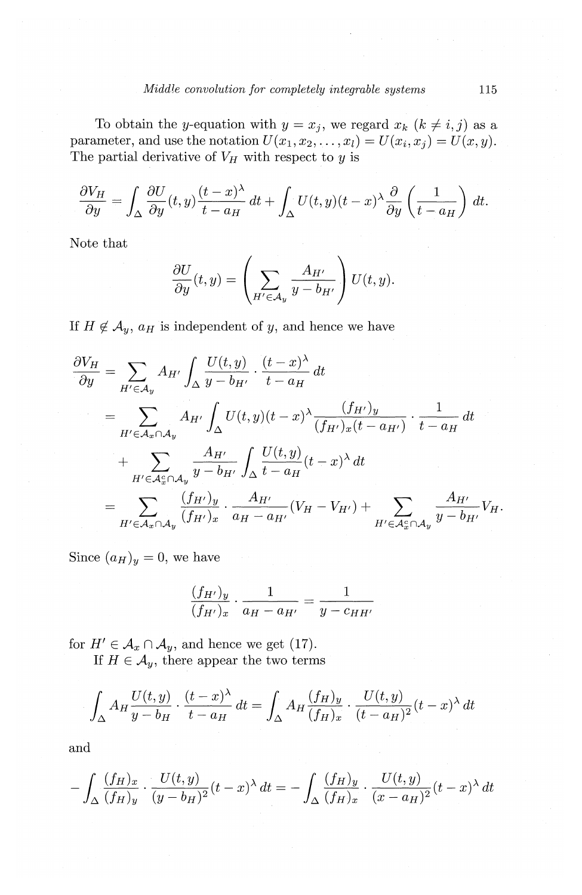To obtain the $y$-equation with $y = x_j$, we regard $x_k$ $(k \neq i, j)$ as a parameter, and use the notation $U(x_1, x_2, \ldots, x_l) = U(x_i, x_j) = U(x, y)$. The partial derivative of $V_H$ with respect to $y$ is

$$\frac{\partial V_H}{\partial y} = \int_\Delta \frac{\partial U}{\partial y}(t, y) \frac{(t-x)^\lambda}{t - a_H}\, dt + \int_\Delta U(t, y)(t-x)^\lambda \frac{\partial}{\partial y}\left(\frac{1}{t - a_H}\right) dt.$$

Note that

$$\frac{\partial U}{\partial y}(t, y) = \left(\sum_{H' \in \mathcal{A}_y} \frac{A_{H'}}{y - b_{H'}}\right) U(t, y).$$

If $H \notin \mathcal{A}_y$, $a_H$ is independent of $y$, and hence we have

$$\begin{aligned}
\frac{\partial V_H}{\partial y} &= \sum_{H' \in \mathcal{A}_y} A_{H'} \int_\Delta \frac{U(t,y)}{y - b_{H'}} \cdot \frac{(t-x)^\lambda}{t - a_H}\, dt \\
&= \sum_{H' \in \mathcal{A}_x \cap \mathcal{A}_y} A_{H'} \int_\Delta U(t, y)(t-x)^\lambda \frac{(f_{H'})_y}{(f_{H'})_x (t - a_{H'})} \cdot \frac{1}{t - a_H}\, dt \\
&\quad + \sum_{H' \in \mathcal{A}_x^c \cap \mathcal{A}_y} \frac{A_{H'}}{y - b_{H'}} \int_\Delta \frac{U(t,y)}{t - a_H}(t-x)^\lambda\, dt \\
&= \sum_{H' \in \mathcal{A}_x \cap \mathcal{A}_y} \frac{(f_{H'})_y}{(f_{H'})_x} \cdot \frac{A_{H'}}{a_H - a_{H'}}(V_H - V_{H'}) + \sum_{H' \in \mathcal{A}_x^c \cap \mathcal{A}_y} \frac{A_{H'}}{y - b_{H'}} V_H.
\end{aligned}$$

Since $(a_H)_y = 0$, we have

$$\frac{(f_{H'})_y}{(f_{H'})_x} \cdot \frac{1}{a_H - a_{H'}} = \frac{1}{y - c_{HH'}}$$

for $H' \in \mathcal{A}_x \cap \mathcal{A}_y$, and hence we get (17).

If $H \in \mathcal{A}_y$, there appear the two terms

$$\int_\Delta A_H \frac{U(t,y)}{y - b_H} \cdot \frac{(t-x)^\lambda}{t - a_H}\, dt = \int_\Delta A_H \frac{(f_H)_y}{(f_H)_x} \cdot \frac{U(t,y)}{(t - a_H)^2}(t-x)^\lambda\, dt$$

and

$$-\int_\Delta \frac{(f_H)_x}{(f_H)_y} \cdot \frac{U(t,y)}{(y - b_H)^2}(t-x)^\lambda\, dt = -\int_\Delta \frac{(f_H)_y}{(f_H)_x} \cdot \frac{U(t,y)}{(x - a_H)^2}(t-x)^\lambda\, dt$$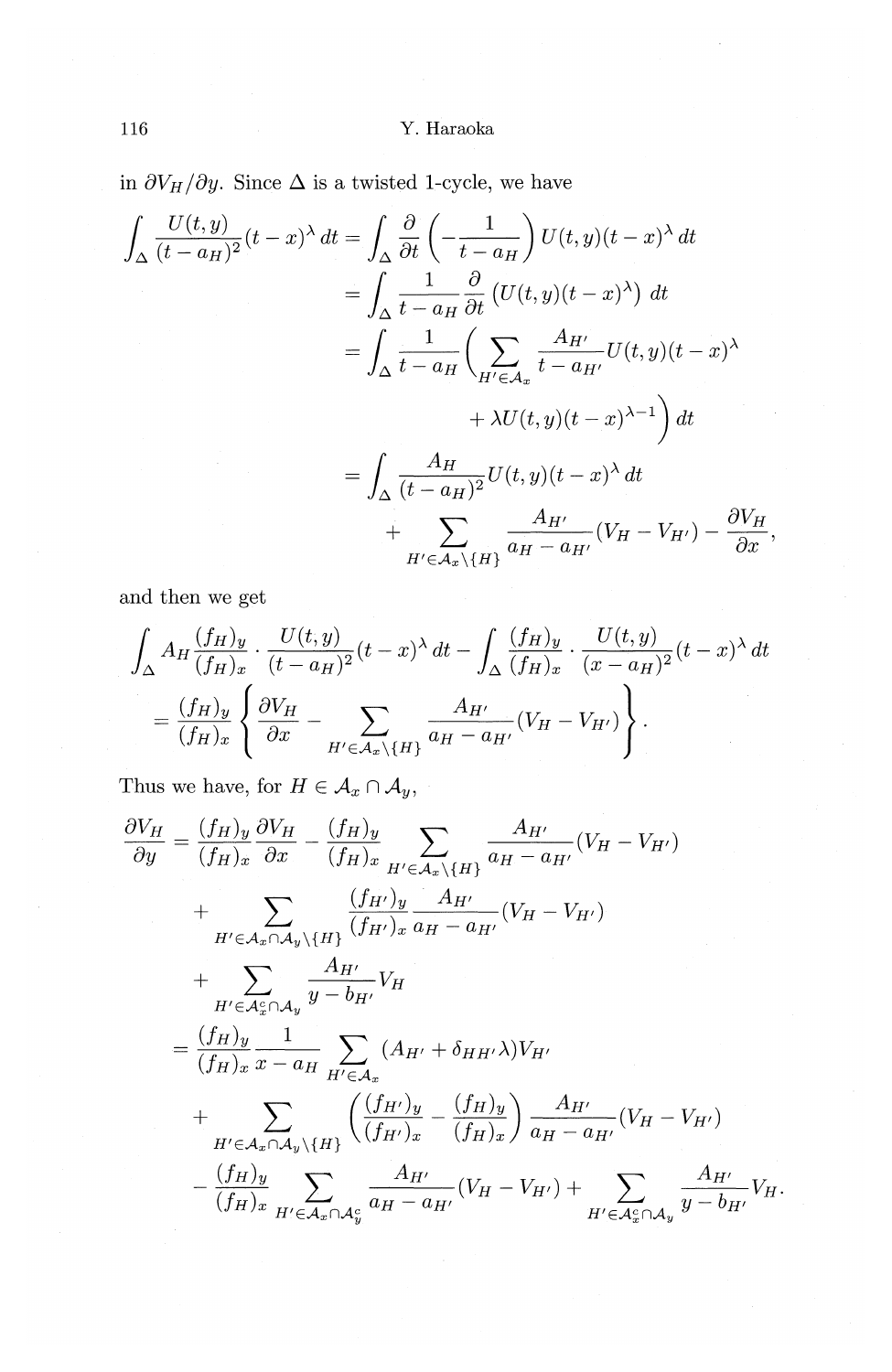in $\partial V_H/\partial y$. Since $\Delta$ is a twisted 1-cycle, we have

$$\begin{aligned}
\int_\Delta \frac{U(t,y)}{(t-a_H)^2}(t-x)^\lambda\,dt &= \int_\Delta \frac{\partial}{\partial t}\left(-\frac{1}{t-a_H}\right)U(t,y)(t-x)^\lambda\,dt \\
&= \int_\Delta \frac{1}{t-a_H}\frac{\partial}{\partial t}\left(U(t,y)(t-x)^\lambda\right)\,dt \\
&= \int_\Delta \frac{1}{t-a_H}\Bigg(\sum_{H'\in\mathcal{A}_x}\frac{A_{H'}}{t-a_{H'}}U(t,y)(t-x)^\lambda \\
&\qquad\qquad + \lambda U(t,y)(t-x)^{\lambda-1}\Bigg)\,dt \\
&= \int_\Delta \frac{A_H}{(t-a_H)^2}U(t,y)(t-x)^\lambda\,dt \\
&\qquad + \sum_{H'\in\mathcal{A}_x\setminus\{H\}}\frac{A_{H'}}{a_H-a_{H'}}(V_H-V_{H'}) - \frac{\partial V_H}{\partial x},
\end{aligned}$$

and then we get

$$\begin{aligned}
&\int_\Delta A_H\frac{(f_H)_y}{(f_H)_x}\cdot\frac{U(t,y)}{(t-a_H)^2}(t-x)^\lambda\,dt - \int_\Delta \frac{(f_H)_y}{(f_H)_x}\cdot\frac{U(t,y)}{(x-a_H)^2}(t-x)^\lambda\,dt \\
&\quad = \frac{(f_H)_y}{(f_H)_x}\left\{\frac{\partial V_H}{\partial x} - \sum_{H'\in\mathcal{A}_x\setminus\{H\}}\frac{A_{H'}}{a_H-a_{H'}}(V_H-V_{H'})\right\}.
\end{aligned}$$

Thus we have, for $H\in\mathcal{A}_x\cap\mathcal{A}_y$,

$$\begin{aligned}
\frac{\partial V_H}{\partial y} &= \frac{(f_H)_y}{(f_H)_x}\frac{\partial V_H}{\partial x} - \frac{(f_H)_y}{(f_H)_x}\sum_{H'\in\mathcal{A}_x\setminus\{H\}}\frac{A_{H'}}{a_H-a_{H'}}(V_H-V_{H'}) \\
&\quad + \sum_{H'\in\mathcal{A}_x\cap\mathcal{A}_y\setminus\{H\}}\frac{(f_{H'})_y}{(f_{H'})_x}\frac{A_{H'}}{a_H-a_{H'}}(V_H-V_{H'}) \\
&\quad + \sum_{H'\in\mathcal{A}_x^c\cap\mathcal{A}_y}\frac{A_{H'}}{y-b_{H'}}V_H \\
&= \frac{(f_H)_y}{(f_H)_x}\frac{1}{x-a_H}\sum_{H'\in\mathcal{A}_x}(A_{H'}+\delta_{HH'}\lambda)V_{H'} \\
&\quad + \sum_{H'\in\mathcal{A}_x\cap\mathcal{A}_y\setminus\{H\}}\left(\frac{(f_{H'})_y}{(f_{H'})_x}-\frac{(f_H)_y}{(f_H)_x}\right)\frac{A_{H'}}{a_H-a_{H'}}(V_H-V_{H'}) \\
&\quad - \frac{(f_H)_y}{(f_H)_x}\sum_{H'\in\mathcal{A}_x\cap\mathcal{A}_y^c}\frac{A_{H'}}{a_H-a_{H'}}(V_H-V_{H'}) + \sum_{H'\in\mathcal{A}_x^c\cap\mathcal{A}_y}\frac{A_{H'}}{y-b_{H'}}V_H.
\end{aligned}$$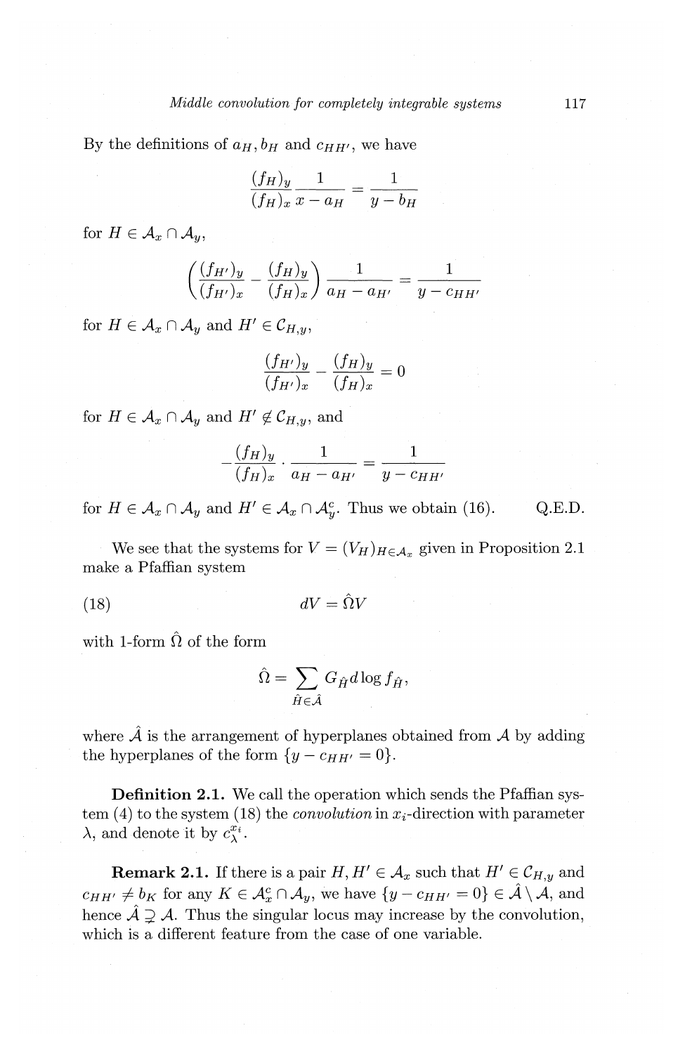By the definitions of $a_H, b_H$ and $c_{HH'}$, we have

$$\frac{(f_H)_y}{(f_H)_x}\frac{1}{x-a_H} = \frac{1}{y-b_H}$$

for $H \in \mathcal{A}_x \cap \mathcal{A}_y$,

$$\left(\frac{(f_{H'})_y}{(f_{H'})_x} - \frac{(f_H)_y}{(f_H)_x}\right)\frac{1}{a_H - a_{H'}} = \frac{1}{y - c_{HH'}}$$

for $H \in \mathcal{A}_x \cap \mathcal{A}_y$ and $H' \in \mathcal{C}_{H,y}$,

$$\frac{(f_{H'})_y}{(f_{H'})_x} - \frac{(f_H)_y}{(f_H)_x} = 0$$

for $H \in \mathcal{A}_x \cap \mathcal{A}_y$ and $H' \notin \mathcal{C}_{H,y}$, and

$$-\frac{(f_H)_y}{(f_H)_x} \cdot \frac{1}{a_H - a_{H'}} = \frac{1}{y - c_{HH'}}$$

for $H \in \mathcal{A}_x \cap \mathcal{A}_y$ and $H' \in \mathcal{A}_x \cap \mathcal{A}_y^c$. Thus we obtain (16). Q.E.D.

We see that the systems for $V = (V_H)_{H \in \mathcal{A}_x}$ given in Proposition 2.1 make a Pfaffian system

$$dV = \hat{\Omega} V \tag{18}$$

with 1-form $\hat{\Omega}$ of the form

$$\hat{\Omega} = \sum_{\hat{H} \in \hat{\mathcal{A}}} G_{\hat{H}} d \log f_{\hat{H}},$$

where $\hat{\mathcal{A}}$ is the arrangement of hyperplanes obtained from $\mathcal{A}$ by adding the hyperplanes of the form $\{y - c_{HH'} = 0\}$.

**Definition 2.1.** We call the operation which sends the Pfaffian system (4) to the system (18) the *convolution* in $x_i$-direction with parameter $\lambda$, and denote it by $c_\lambda^{x_i}$.

**Remark 2.1.** If there is a pair $H, H' \in \mathcal{A}_x$ such that $H' \in \mathcal{C}_{H,y}$ and $c_{HH'} \neq b_K$ for any $K \in \mathcal{A}_x^c \cap \mathcal{A}_y$, we have $\{y - c_{HH'} = 0\} \in \hat{\mathcal{A}} \setminus \mathcal{A}$, and hence $\hat{\mathcal{A}} \supsetneq \mathcal{A}$. Thus the singular locus may increase by the convolution, which is a different feature from the case of one variable.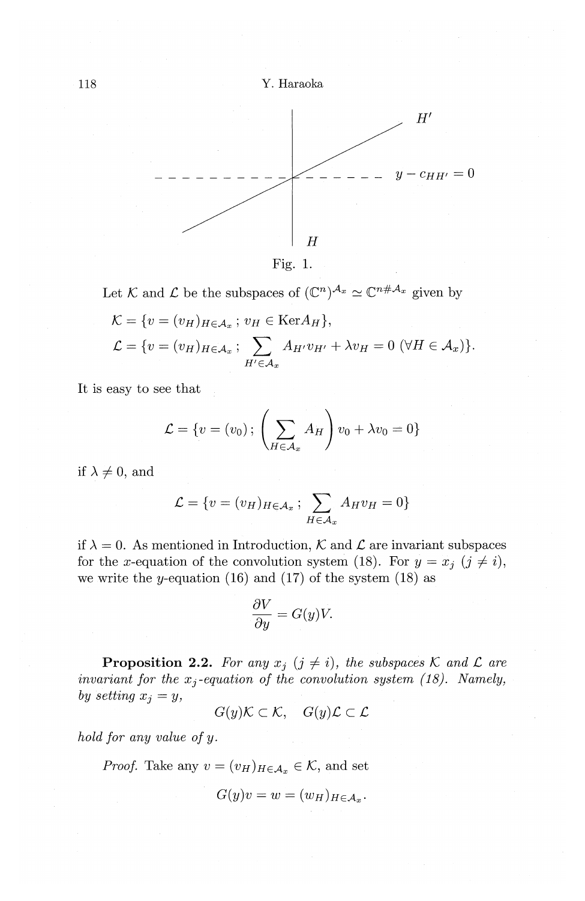Fig. 1.

Let $\mathcal{K}$ and $\mathcal{L}$ be the subspaces of $(\mathbb{C}^n)^{\mathcal{A}_x} \simeq \mathbb{C}^{n\#\mathcal{A}_x}$ given by

$$\mathcal{K} = \{v = (v_H)_{H\in\mathcal{A}_x} \,;\, v_H \in \operatorname{Ker} A_H\},$$

$$\mathcal{L} = \{v = (v_H)_{H\in\mathcal{A}_x} \,;\, \sum_{H'\in\mathcal{A}_x} A_{H'} v_{H'} + \lambda v_H = 0 \ (\forall H \in \mathcal{A}_x)\}.$$

It is easy to see that

$$\mathcal{L} = \{v = (v_0) \,;\, \left(\sum_{H\in\mathcal{A}_x} A_H\right) v_0 + \lambda v_0 = 0\}$$

if $\lambda \neq 0$, and

$$\mathcal{L} = \{v = (v_H)_{H\in\mathcal{A}_x} \,;\, \sum_{H\in\mathcal{A}_x} A_H v_H = 0\}$$

if $\lambda = 0$. As mentioned in Introduction, $\mathcal{K}$ and $\mathcal{L}$ are invariant subspaces for the $x$-equation of the convolution system (18). For $y = x_j$ $(j \neq i)$, we write the $y$-equation (16) and (17) of the system (18) as

$$\frac{\partial V}{\partial y} = G(y)V.$$

**Proposition 2.2.** *For any $x_j$ $(j \neq i)$, the subspaces $\mathcal{K}$ and $\mathcal{L}$ are invariant for the $x_j$-equation of the convolution system (18). Namely, by setting $x_j = y$,*

$$G(y)\mathcal{K} \subset \mathcal{K}, \quad G(y)\mathcal{L} \subset \mathcal{L}$$

*hold for any value of $y$.*

*Proof.* Take any $v = (v_H)_{H\in\mathcal{A}_x} \in \mathcal{K}$, and set

$$G(y)v = w = (w_H)_{H\in\mathcal{A}_x}.$$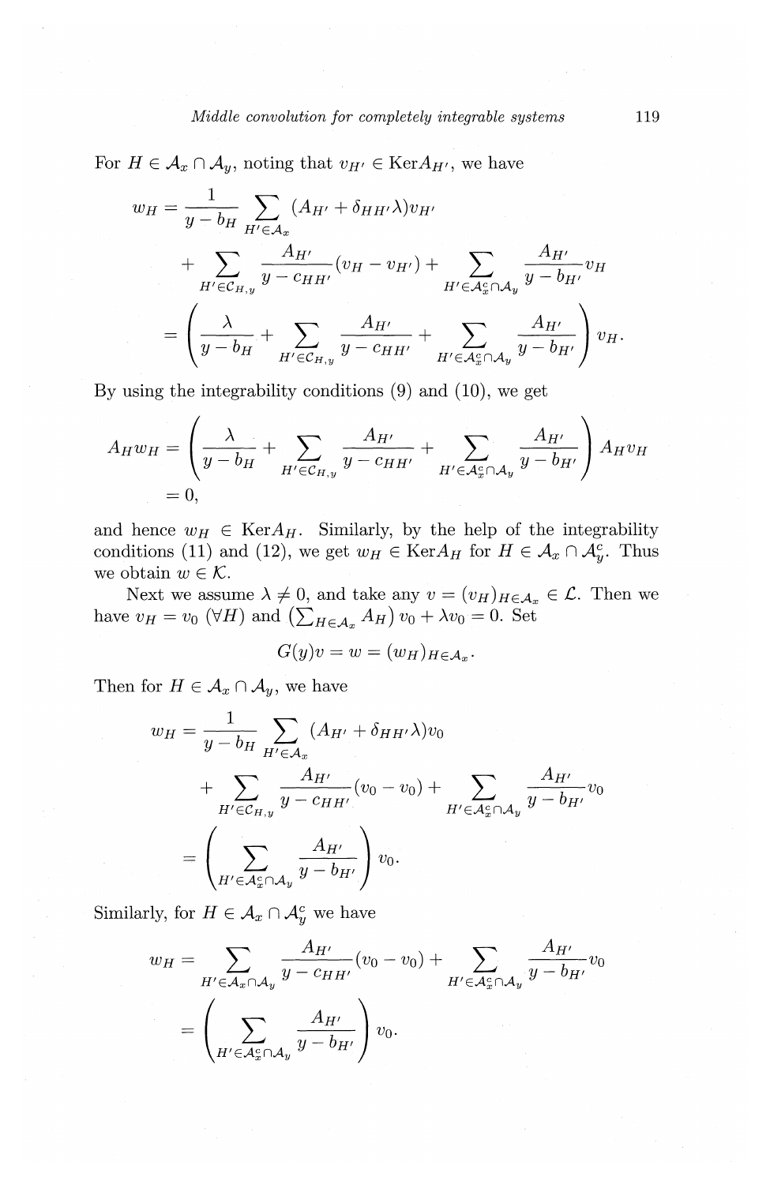For $H \in \mathcal{A}_x \cap \mathcal{A}_y$, noting that $v_{H'} \in \mathrm{Ker} A_{H'}$, we have

$$
\begin{aligned}
w_H &= \frac{1}{y - b_H} \sum_{H' \in \mathcal{A}_x} (A_{H'} + \delta_{HH'}\lambda) v_{H'} \\
&\quad + \sum_{H' \in \mathcal{C}_{H,y}} \frac{A_{H'}}{y - c_{HH'}} (v_H - v_{H'}) + \sum_{H' \in \mathcal{A}_x^c \cap \mathcal{A}_y} \frac{A_{H'}}{y - b_{H'}} v_H \\
&= \left( \frac{\lambda}{y - b_H} + \sum_{H' \in \mathcal{C}_{H,y}} \frac{A_{H'}}{y - c_{HH'}} + \sum_{H' \in \mathcal{A}_x^c \cap \mathcal{A}_y} \frac{A_{H'}}{y - b_{H'}} \right) v_H.
\end{aligned}
$$

By using the integrability conditions (9) and (10), we get

$$
\begin{aligned}
A_H w_H &= \left( \frac{\lambda}{y - b_H} + \sum_{H' \in \mathcal{C}_{H,y}} \frac{A_{H'}}{y - c_{HH'}} + \sum_{H' \in \mathcal{A}_x^c \cap \mathcal{A}_y} \frac{A_{H'}}{y - b_{H'}} \right) A_H v_H \\
&= 0,
\end{aligned}
$$

and hence $w_H \in \mathrm{Ker} A_H$. Similarly, by the help of the integrability conditions (11) and (12), we get $w_H \in \mathrm{Ker} A_H$ for $H \in \mathcal{A}_x \cap \mathcal{A}_y^c$. Thus we obtain $w \in \mathcal{K}$.

Next we assume $\lambda \neq 0$, and take any $v = (v_H)_{H \in \mathcal{A}_x} \in \mathcal{L}$. Then we have $v_H = v_0$ $(\forall H)$ and $\left(\sum_{H \in \mathcal{A}_x} A_H\right) v_0 + \lambda v_0 = 0$. Set

$$
G(y)v = w = (w_H)_{H \in \mathcal{A}_x}.
$$

Then for $H \in \mathcal{A}_x \cap \mathcal{A}_y$, we have

$$
\begin{aligned}
w_H &= \frac{1}{y - b_H} \sum_{H' \in \mathcal{A}_x} (A_{H'} + \delta_{HH'}\lambda) v_0 \\
&\quad + \sum_{H' \in \mathcal{C}_{H,y}} \frac{A_{H'}}{y - c_{HH'}} (v_0 - v_0) + \sum_{H' \in \mathcal{A}_x^c \cap \mathcal{A}_y} \frac{A_{H'}}{y - b_{H'}} v_0 \\
&= \left( \sum_{H' \in \mathcal{A}_x^c \cap \mathcal{A}_y} \frac{A_{H'}}{y - b_{H'}} \right) v_0.
\end{aligned}
$$

Similarly, for $H \in \mathcal{A}_x \cap \mathcal{A}_y^c$ we have

$$
\begin{aligned}
w_H &= \sum_{H' \in \mathcal{A}_x \cap \mathcal{A}_y} \frac{A_{H'}}{y - c_{HH'}} (v_0 - v_0) + \sum_{H' \in \mathcal{A}_x^c \cap \mathcal{A}_y} \frac{A_{H'}}{y - b_{H'}} v_0 \\
&= \left( \sum_{H' \in \mathcal{A}_x^c \cap \mathcal{A}_y} \frac{A_{H'}}{y - b_{H'}} \right) v_0.
\end{aligned}
$$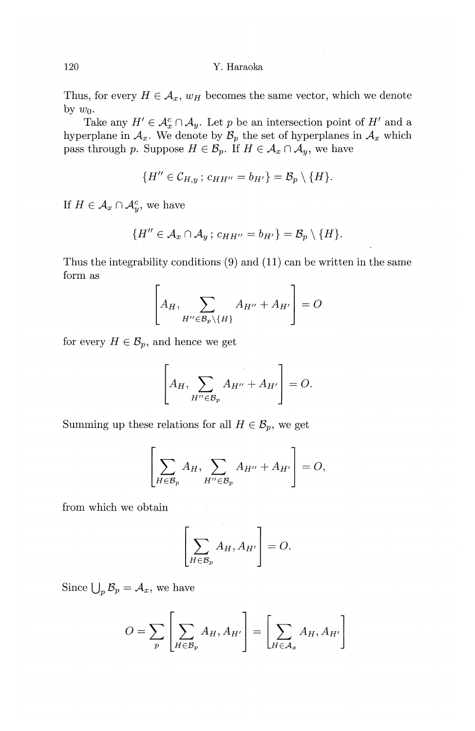Thus, for every $H \in \mathcal{A}_x$, $w_H$ becomes the same vector, which we denote by $w_0$.

Take any $H' \in \mathcal{A}_x^c \cap \mathcal{A}_y$. Let $p$ be an intersection point of $H'$ and a hyperplane in $\mathcal{A}_x$. We denote by $\mathcal{B}_p$ the set of hyperplanes in $\mathcal{A}_x$ which pass through $p$. Suppose $H \in \mathcal{B}_p$. If $H \in \mathcal{A}_x \cap \mathcal{A}_y$, we have

$$\{H'' \in \mathcal{C}_{H,y}\,;\, c_{HH''} = b_{H'}\} = \mathcal{B}_p \setminus \{H\}.$$

If $H \in \mathcal{A}_x \cap \mathcal{A}_y^c$, we have

$$\{H'' \in \mathcal{A}_x \cap \mathcal{A}_y\,;\, c_{HH''} = b_{H'}\} = \mathcal{B}_p \setminus \{H\}.$$

Thus the integrability conditions (9) and (11) can be written in the same form as

$$\left[A_H, \sum_{H'' \in \mathcal{B}_p \setminus \{H\}} A_{H''} + A_{H'}\right] = O$$

for every $H \in \mathcal{B}_p$, and hence we get

$$\left[A_H, \sum_{H'' \in \mathcal{B}_p} A_{H''} + A_{H'}\right] = O.$$

Summing up these relations for all $H \in \mathcal{B}_p$, we get

$$\left[\sum_{H \in \mathcal{B}_p} A_H, \sum_{H'' \in \mathcal{B}_p} A_{H''} + A_{H'}\right] = O,$$

from which we obtain

$$\left[\sum_{H \in \mathcal{B}_p} A_H, A_{H'}\right] = O.$$

Since $\bigcup_p \mathcal{B}_p = \mathcal{A}_x$, we have

$$O = \sum_p \left[\sum_{H \in \mathcal{B}_p} A_H, A_{H'}\right] = \left[\sum_{H \in \mathcal{A}_x} A_H, A_{H'}\right]$$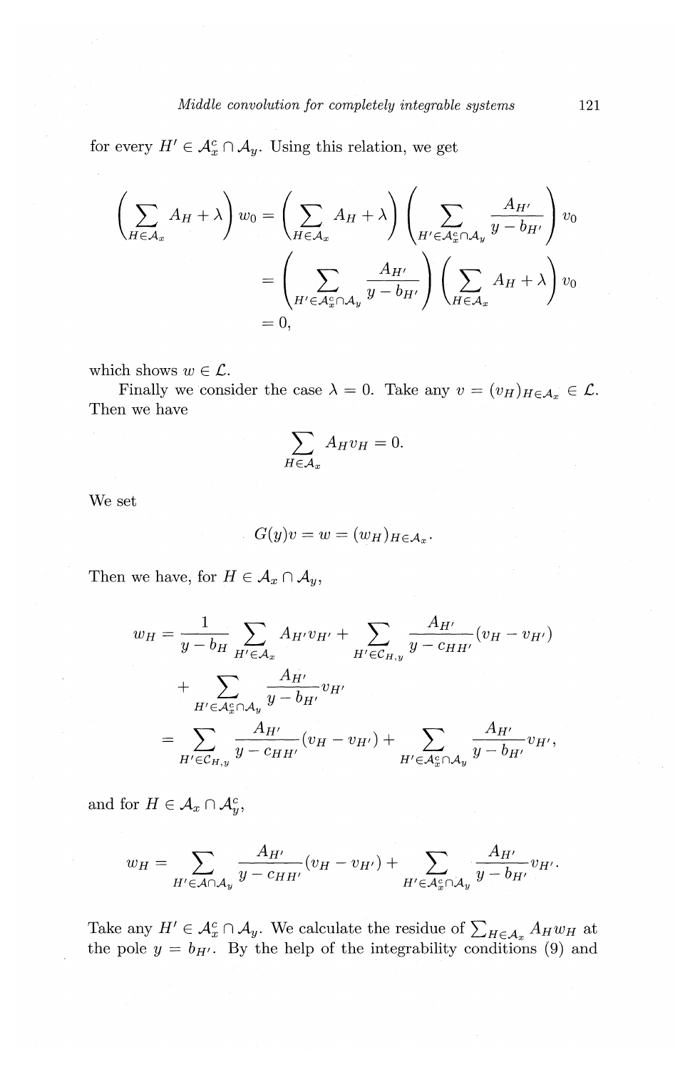for every $H' \in \mathcal{A}_x^c \cap \mathcal{A}_y$. Using this relation, we get

$$
\begin{aligned}
\left(\sum_{H \in \mathcal{A}_x} A_H + \lambda\right) w_0 &= \left(\sum_{H \in \mathcal{A}_x} A_H + \lambda\right) \left(\sum_{H' \in \mathcal{A}_x^c \cap \mathcal{A}_y} \frac{A_{H'}}{y - b_{H'}}\right) v_0 \\
&= \left(\sum_{H' \in \mathcal{A}_x^c \cap \mathcal{A}_y} \frac{A_{H'}}{y - b_{H'}}\right) \left(\sum_{H \in \mathcal{A}_x} A_H + \lambda\right) v_0 \\
&= 0,
\end{aligned}
$$

which shows $w \in \mathcal{L}$.

Finally we consider the case $\lambda = 0$. Take any $v = (v_H)_{H \in \mathcal{A}_x} \in \mathcal{L}$. Then we have

$$
\sum_{H \in \mathcal{A}_x} A_H v_H = 0.
$$

We set

$$
G(y)v = w = (w_H)_{H \in \mathcal{A}_x}.
$$

Then we have, for $H \in \mathcal{A}_x \cap \mathcal{A}_y$,

$$
\begin{aligned}
w_H &= \frac{1}{y - b_H} \sum_{H' \in \mathcal{A}_x} A_{H'} v_{H'} + \sum_{H' \in \mathcal{C}_{H,y}} \frac{A_{H'}}{y - c_{HH'}} (v_H - v_{H'}) \\
&\quad + \sum_{H' \in \mathcal{A}_x^c \cap \mathcal{A}_y} \frac{A_{H'}}{y - b_{H'}} v_{H'} \\
&= \sum_{H' \in \mathcal{C}_{H,y}} \frac{A_{H'}}{y - c_{HH'}} (v_H - v_{H'}) + \sum_{H' \in \mathcal{A}_x^c \cap \mathcal{A}_y} \frac{A_{H'}}{y - b_{H'}} v_{H'},
\end{aligned}
$$

and for $H \in \mathcal{A}_x \cap \mathcal{A}_y^c$,

$$
w_H = \sum_{H' \in \mathcal{A} \cap \mathcal{A}_y} \frac{A_{H'}}{y - c_{HH'}} (v_H - v_{H'}) + \sum_{H' \in \mathcal{A}_x^c \cap \mathcal{A}_y} \frac{A_{H'}}{y - b_{H'}} v_{H'}.
$$

Take any $H' \in \mathcal{A}_x^c \cap \mathcal{A}_y$. We calculate the residue of $\sum_{H \in \mathcal{A}_x} A_H w_H$ at the pole $y = b_{H'}$. By the help of the integrability conditions (9) and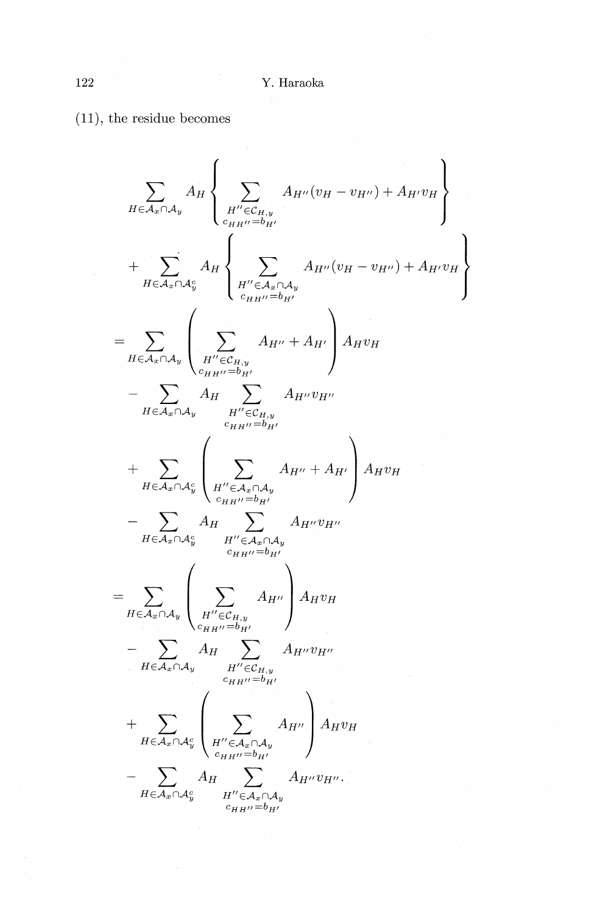(11), the residue becomes

$$
\begin{aligned}
&\sum_{H\in\mathcal{A}_x\cap\mathcal{A}_y} A_H \left\{ \sum_{\substack{H''\in\mathcal{C}_{H,y}\\ c_{HH''}=b_{H'}}} A_{H''}(v_H - v_{H''}) + A_{H'}v_H \right\} \\
&\quad + \sum_{H\in\mathcal{A}_x\cap\mathcal{A}_y^c} A_H \left\{ \sum_{\substack{H''\in\mathcal{A}_x\cap\mathcal{A}_y\\ c_{HH''}=b_{H'}}} A_{H''}(v_H - v_{H''}) + A_{H'}v_H \right\} \\
&= \sum_{H\in\mathcal{A}_x\cap\mathcal{A}_y} \left( \sum_{\substack{H''\in\mathcal{C}_{H,y}\\ c_{HH''}=b_{H'}}} A_{H''} + A_{H'} \right) A_H v_H \\
&\quad - \sum_{H\in\mathcal{A}_x\cap\mathcal{A}_y} A_H \sum_{\substack{H''\in\mathcal{C}_{H,y}\\ c_{HH''}=b_{H'}}} A_{H''}v_{H''} \\
&\quad + \sum_{H\in\mathcal{A}_x\cap\mathcal{A}_y^c} \left( \sum_{\substack{H''\in\mathcal{A}_x\cap\mathcal{A}_y\\ c_{HH''}=b_{H'}}} A_{H''} + A_{H'} \right) A_H v_H \\
&\quad - \sum_{H\in\mathcal{A}_x\cap\mathcal{A}_y^c} A_H \sum_{\substack{H''\in\mathcal{A}_x\cap\mathcal{A}_y\\ c_{HH''}=b_{H'}}} A_{H''}v_{H''} \\
&= \sum_{H\in\mathcal{A}_x\cap\mathcal{A}_y} \left( \sum_{\substack{H''\in\mathcal{C}_{H,y}\\ c_{HH''}=b_{H'}}} A_{H''} \right) A_H v_H \\
&\quad - \sum_{H\in\mathcal{A}_x\cap\mathcal{A}_y} A_H \sum_{\substack{H''\in\mathcal{C}_{H,y}\\ c_{HH''}=b_{H'}}} A_{H''}v_{H''} \\
&\quad + \sum_{H\in\mathcal{A}_x\cap\mathcal{A}_y^c} \left( \sum_{\substack{H''\in\mathcal{A}_x\cap\mathcal{A}_y\\ c_{HH''}=b_{H'}}} A_{H''} \right) A_H v_H \\
&\quad - \sum_{H\in\mathcal{A}_x\cap\mathcal{A}_y^c} A_H \sum_{\substack{H''\in\mathcal{A}_x\cap\mathcal{A}_y\\ c_{HH''}=b_{H'}}} A_{H''}v_{H''}.
\end{aligned}
$$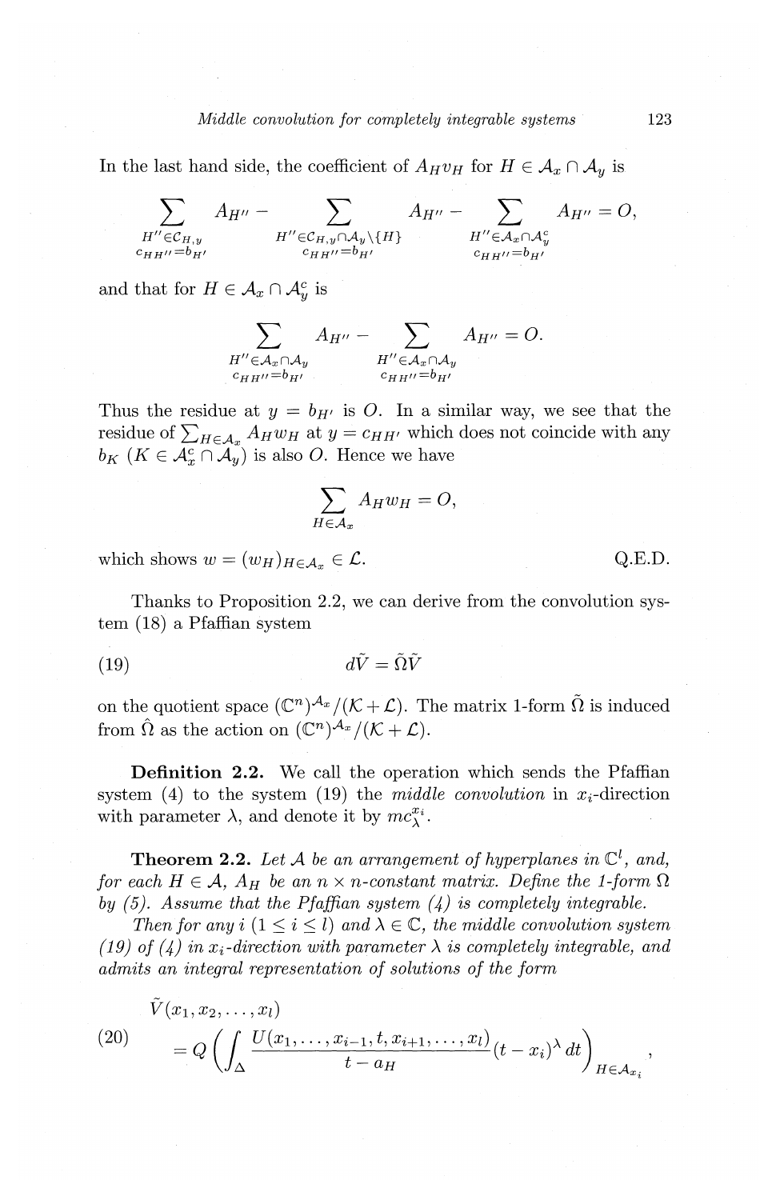In the last hand side, the coefficient of $A_H v_H$ for $H \in \mathcal{A}_x \cap \mathcal{A}_y$ is

$$\sum_{\substack{H'' \in \mathcal{C}_{H,y} \\ c_{HH''} = b_{H'}}} A_{H''} - \sum_{\substack{H'' \in \mathcal{C}_{H,y} \cap \mathcal{A}_y \setminus \{H\} \\ c_{HH''} = b_{H'}}} A_{H''} - \sum_{\substack{H'' \in \mathcal{A}_x \cap \mathcal{A}_y^c \\ c_{HH''} = b_{H'}}} A_{H''} = O,$$

and that for $H \in \mathcal{A}_x \cap \mathcal{A}_y^c$ is

$$\sum_{\substack{H'' \in \mathcal{A}_x \cap \mathcal{A}_y \\ c_{HH''} = b_{H'}}} A_{H''} - \sum_{\substack{H'' \in \mathcal{A}_x \cap \mathcal{A}_y \\ c_{HH''} = b_{H'}}} A_{H''} = O.$$

Thus the residue at $y = b_{H'}$ is $O$. In a similar way, we see that the residue of $\sum_{H \in \mathcal{A}_x} A_H w_H$ at $y = c_{HH'}$ which does not coincide with any $b_K$ ($K \in \mathcal{A}_x^c \cap \mathcal{A}_y$) is also $O$. Hence we have

$$\sum_{H \in \mathcal{A}_x} A_H w_H = O,$$

which shows $w = (w_H)_{H \in \mathcal{A}_x} \in \mathcal{L}$. Q.E.D.

Thanks to Proposition 2.2, we can derive from the convolution system (18) a Pfaffian system

$$d\tilde{V} = \tilde{\Omega}\tilde{V} \tag{19}$$

on the quotient space $(\mathbb{C}^n)^{\mathcal{A}_x}/(\mathcal{K} + \mathcal{L})$. The matrix 1-form $\tilde{\Omega}$ is induced from $\hat{\Omega}$ as the action on $(\mathbb{C}^n)^{\mathcal{A}_x}/(\mathcal{K} + \mathcal{L})$.

**Definition 2.2.** We call the operation which sends the Pfaffian system (4) to the system (19) the *middle convolution* in $x_i$-direction with parameter $\lambda$, and denote it by $mc_\lambda^{x_i}$.

**Theorem 2.2.** *Let $\mathcal{A}$ be an arrangement of hyperplanes in $\mathbb{C}^l$, and, for each $H \in \mathcal{A}$, $A_H$ be an $n \times n$-constant matrix. Define the 1-form $\Omega$ by (5). Assume that the Pfaffian system (4) is completely integrable.*

*Then for any $i$ ($1 \le i \le l$) and $\lambda \in \mathbb{C}$, the middle convolution system (19) of (4) in $x_i$-direction with parameter $\lambda$ is completely integrable, and admits an integral representation of solutions of the form*

$$\begin{aligned} &\tilde{V}(x_1, x_2, \ldots, x_l) \\ &= Q\left(\int_\Delta \frac{U(x_1, \ldots, x_{i-1}, t, x_{i+1}, \ldots, x_l)}{t - a_H}(t - x_i)^\lambda\, dt\right)_{H \in \mathcal{A}_{x_i}}, \end{aligned} \tag{20}$$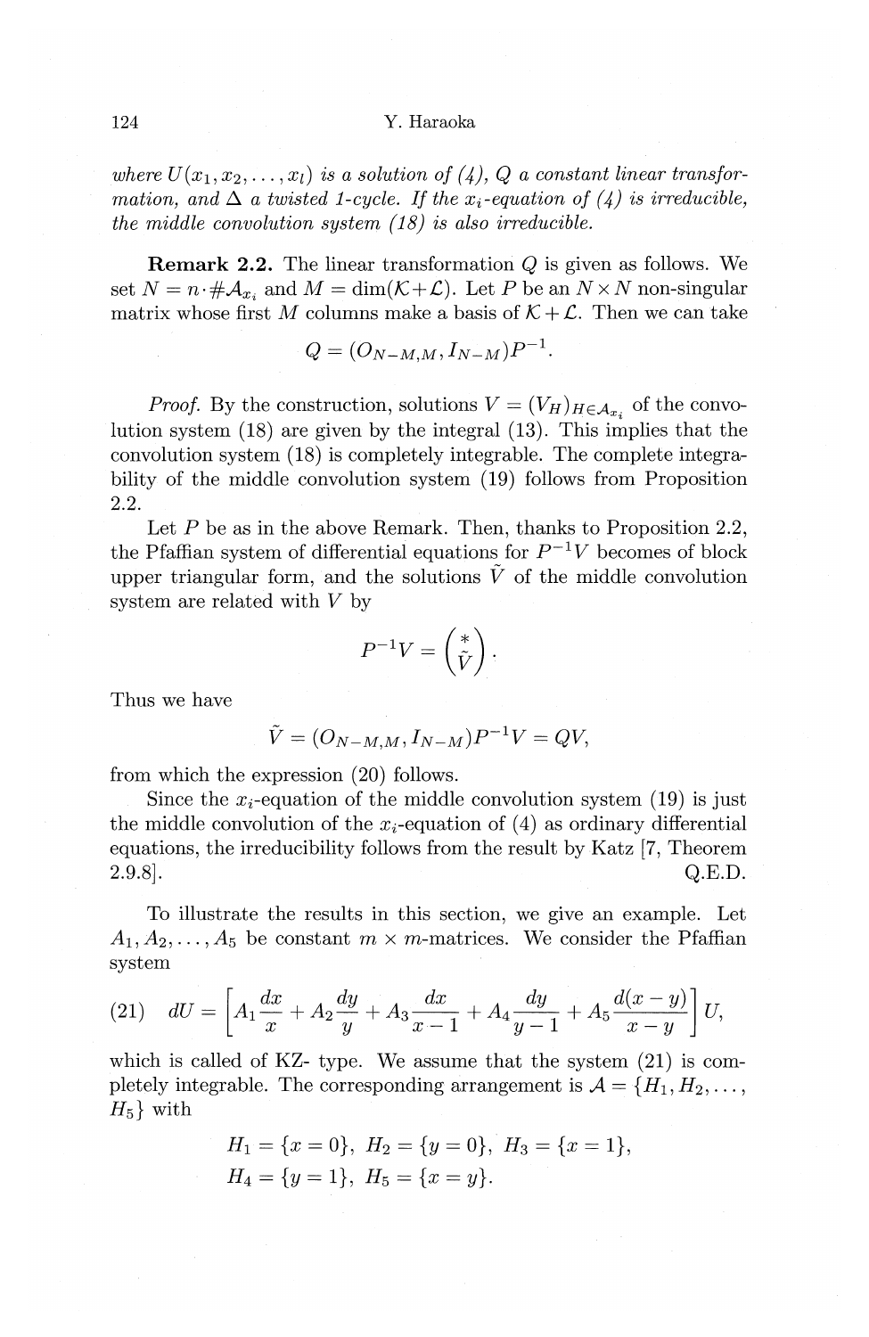*where $U(x_1, x_2, \dots, x_l)$ is a solution of (4), $Q$ a constant linear transformation, and $\Delta$ a twisted 1-cycle. If the $x_i$-equation of (4) is irreducible, the middle convolution system (18) is also irreducible.*

**Remark 2.2.** The linear transformation $Q$ is given as follows. We set $N = n \cdot \#\mathcal{A}_{x_i}$ and $M = \dim(\mathcal{K} + \mathcal{L})$. Let $P$ be an $N \times N$ non-singular matrix whose first $M$ columns make a basis of $\mathcal{K} + \mathcal{L}$. Then we can take

$$Q = (O_{N-M,M}, I_{N-M})P^{-1}.$$

*Proof.* By the construction, solutions $V = (V_H)_{H \in \mathcal{A}_{x_i}}$ of the convolution system (18) are given by the integral (13). This implies that the convolution system (18) is completely integrable. The complete integrability of the middle convolution system (19) follows from Proposition 2.2.

Let $P$ be as in the above Remark. Then, thanks to Proposition 2.2, the Pfaffian system of differential equations for $P^{-1}V$ becomes of block upper triangular form, and the solutions $\tilde{V}$ of the middle convolution system are related with $V$ by

$$P^{-1}V = \begin{pmatrix} * \\ \tilde{V} \end{pmatrix}.$$

Thus we have

$$\tilde{V} = (O_{N-M,M}, I_{N-M})P^{-1}V = QV,$$

from which the expression (20) follows.

Since the $x_i$-equation of the middle convolution system (19) is just the middle convolution of the $x_i$-equation of (4) as ordinary differential equations, the irreducibility follows from the result by Katz [7, Theorem 2.9.8]. Q.E.D.

To illustrate the results in this section, we give an example. Let $A_1, A_2, \dots, A_5$ be constant $m \times m$-matrices. We consider the Pfaffian system

$$(21) \quad dU = \left[ A_1 \frac{dx}{x} + A_2 \frac{dy}{y} + A_3 \frac{dx}{x-1} + A_4 \frac{dy}{y-1} + A_5 \frac{d(x-y)}{x-y} \right] U,$$

which is called of KZ- type. We assume that the system (21) is completely integrable. The corresponding arrangement is $\mathcal{A} = \{H_1, H_2, \dots, H_5\}$ with

$$H_1 = \{x = 0\}, \; H_2 = \{y = 0\}, \; H_3 = \{x = 1\},$$
$$H_4 = \{y = 1\}, \; H_5 = \{x = y\}.$$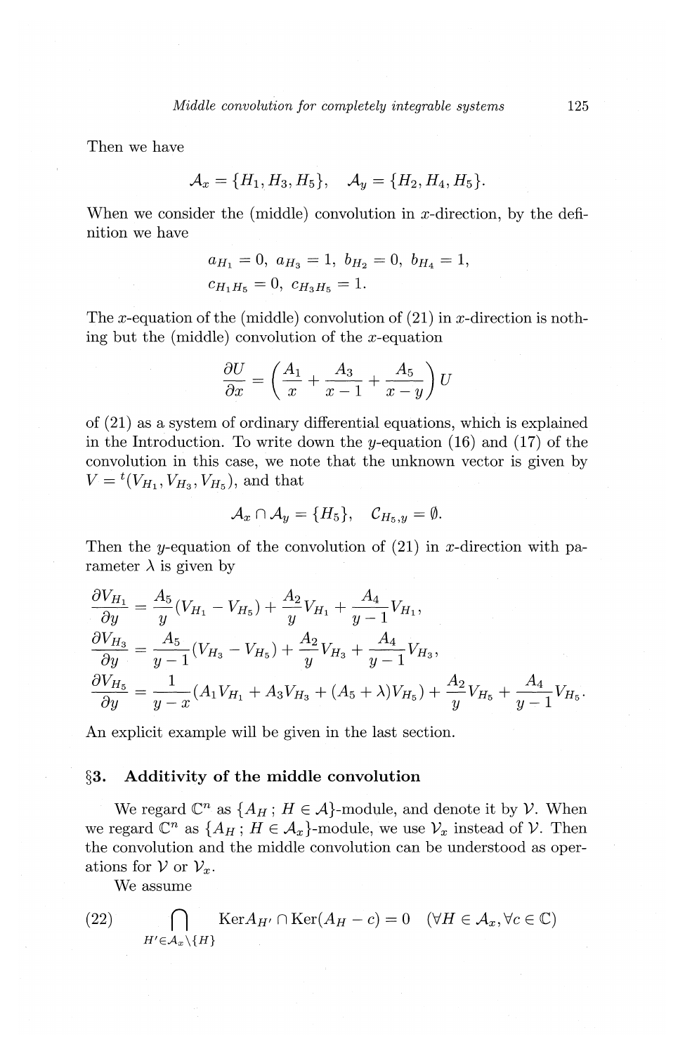Then we have

$$\mathcal{A}_x = \{H_1, H_3, H_5\}, \quad \mathcal{A}_y = \{H_2, H_4, H_5\}.$$

When we consider the (middle) convolution in $x$-direction, by the definition we have

$$a_{H_1} = 0, \ a_{H_3} = 1, \ b_{H_2} = 0, \ b_{H_4} = 1,$$
$$c_{H_1 H_5} = 0, \ c_{H_3 H_5} = 1.$$

The $x$-equation of the (middle) convolution of (21) in $x$-direction is nothing but the (middle) convolution of the $x$-equation

$$\frac{\partial U}{\partial x} = \left( \frac{A_1}{x} + \frac{A_3}{x-1} + \frac{A_5}{x-y} \right) U$$

of (21) as a system of ordinary differential equations, which is explained in the Introduction. To write down the $y$-equation (16) and (17) of the convolution in this case, we note that the unknown vector is given by $V = {}^t(V_{H_1}, V_{H_3}, V_{H_5})$, and that

$$\mathcal{A}_x \cap \mathcal{A}_y = \{H_5\}, \quad \mathcal{C}_{H_5, y} = \emptyset.$$

Then the $y$-equation of the convolution of (21) in $x$-direction with parameter $\lambda$ is given by

$$\begin{aligned}
\frac{\partial V_{H_1}}{\partial y} &= \frac{A_5}{y}(V_{H_1} - V_{H_5}) + \frac{A_2}{y} V_{H_1} + \frac{A_4}{y-1} V_{H_1}, \\
\frac{\partial V_{H_3}}{\partial y} &= \frac{A_5}{y-1}(V_{H_3} - V_{H_5}) + \frac{A_2}{y} V_{H_3} + \frac{A_4}{y-1} V_{H_3}, \\
\frac{\partial V_{H_5}}{\partial y} &= \frac{1}{y-x}(A_1 V_{H_1} + A_3 V_{H_3} + (A_5 + \lambda) V_{H_5}) + \frac{A_2}{y} V_{H_5} + \frac{A_4}{y-1} V_{H_5}.
\end{aligned}$$

An explicit example will be given in the last section.

## §3. Additivity of the middle convolution

We regard $\mathbb{C}^n$ as $\{A_H \, ; \, H \in \mathcal{A}\}$-module, and denote it by $\mathcal{V}$. When we regard $\mathbb{C}^n$ as $\{A_H \, ; \, H \in \mathcal{A}_x\}$-module, we use $\mathcal{V}_x$ instead of $\mathcal{V}$. Then the convolution and the middle convolution can be understood as operations for $\mathcal{V}$ or $\mathcal{V}_x$.

We assume

$$\bigcap_{H' \in \mathcal{A}_x \setminus \{H\}} \mathrm{Ker} A_{H'} \cap \mathrm{Ker}(A_H - c) = 0 \quad (\forall H \in \mathcal{A}_x, \forall c \in \mathbb{C}) \tag{22}$$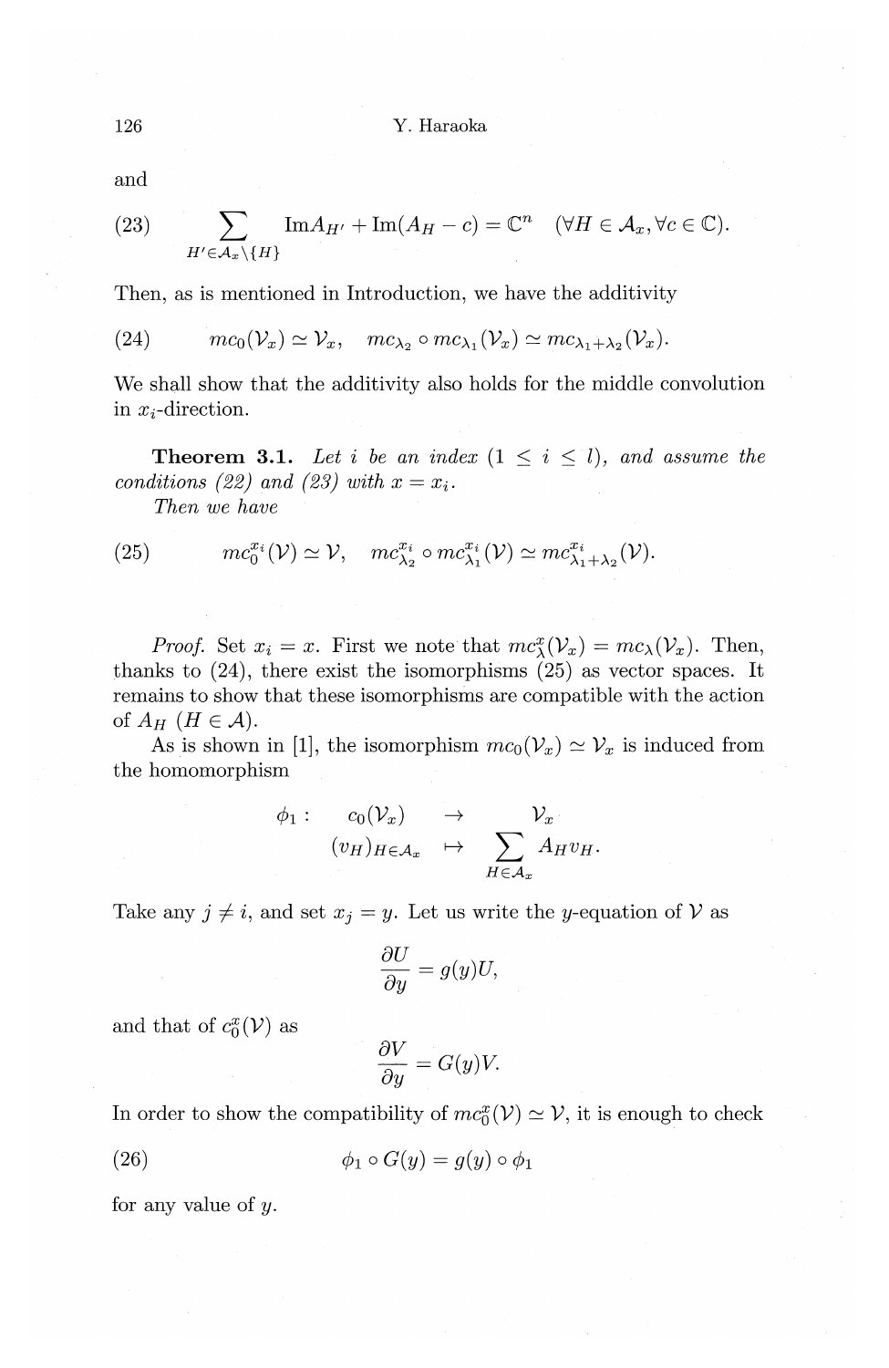and

$$\sum_{H' \in \mathcal{A}_x \setminus \{H\}} \mathrm{Im} A_{H'} + \mathrm{Im}(A_H - c) = \mathbb{C}^n \quad (\forall H \in \mathcal{A}_x, \forall c \in \mathbb{C}). \tag{23}$$

Then, as is mentioned in Introduction, we have the additivity

$$mc_0(\mathcal{V}_x) \simeq \mathcal{V}_x, \quad mc_{\lambda_2} \circ mc_{\lambda_1}(\mathcal{V}_x) \simeq mc_{\lambda_1+\lambda_2}(\mathcal{V}_x). \tag{24}$$

We shall show that the additivity also holds for the middle convolution in $x_i$-direction.

**Theorem 3.1.** *Let $i$ be an index $(1 \leq i \leq l)$, and assume the conditions (22) and (23) with $x = x_i$.*
*Then we have*

$$mc_0^{x_i}(\mathcal{V}) \simeq \mathcal{V}, \quad mc_{\lambda_2}^{x_i} \circ mc_{\lambda_1}^{x_i}(\mathcal{V}) \simeq mc_{\lambda_1+\lambda_2}^{x_i}(\mathcal{V}). \tag{25}$$

*Proof.* Set $x_i = x$. First we note that $mc_\lambda^x(\mathcal{V}_x) = mc_\lambda(\mathcal{V}_x)$. Then, thanks to (24), there exist the isomorphisms (25) as vector spaces. It remains to show that these isomorphisms are compatible with the action of $A_H$ $(H \in \mathcal{A})$.

As is shown in [1], the isomorphism $mc_0(\mathcal{V}_x) \simeq \mathcal{V}_x$ is induced from the homomorphism

$$\begin{array}{rccc} \phi_1 : & c_0(\mathcal{V}_x) & \to & \mathcal{V}_x \\ & (v_H)_{H \in \mathcal{A}_x} & \mapsto & \displaystyle\sum_{H \in \mathcal{A}_x} A_H v_H. \end{array}$$

Take any $j \neq i$, and set $x_j = y$. Let us write the $y$-equation of $\mathcal{V}$ as

$$\frac{\partial U}{\partial y} = g(y)U,$$

and that of $c_0^x(\mathcal{V})$ as

$$\frac{\partial V}{\partial y} = G(y)V.$$

In order to show the compatibility of $mc_0^x(\mathcal{V}) \simeq \mathcal{V}$, it is enough to check

$$\phi_1 \circ G(y) = g(y) \circ \phi_1 \tag{26}$$

for any value of $y$.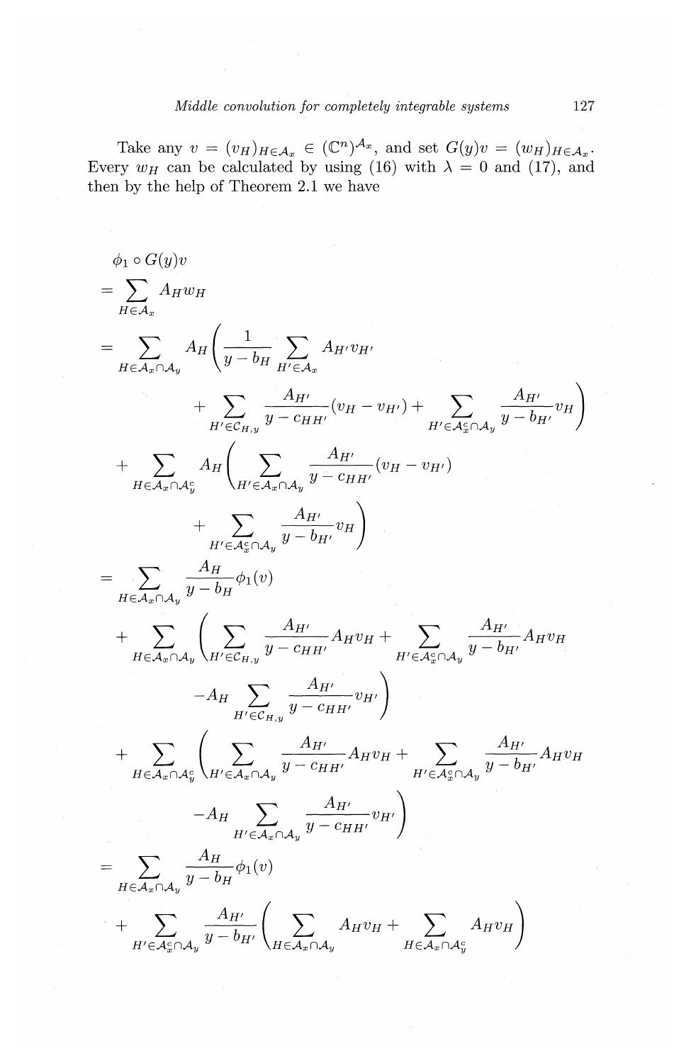Take any $v = (v_H)_{H \in \mathcal{A}_x} \in (\mathbb{C}^n)^{\mathcal{A}_x}$, and set $G(y)v = (w_H)_{H \in \mathcal{A}_x}$. Every $w_H$ can be calculated by using (16) with $\lambda = 0$ and (17), and then by the help of Theorem 2.1 we have

$$
\begin{aligned}
&\phi_1 \circ G(y)v \\
&= \sum_{H \in \mathcal{A}_x} A_H w_H \\
&= \sum_{H \in \mathcal{A}_x \cap \mathcal{A}_y} A_H \Bigg( \frac{1}{y - b_H} \sum_{H' \in \mathcal{A}_x} A_{H'} v_{H'} \\
&\qquad + \sum_{H' \in \mathcal{C}_{H,y}} \frac{A_{H'}}{y - c_{HH'}} (v_H - v_{H'}) + \sum_{H' \in \mathcal{A}_x^c \cap \mathcal{A}_y} \frac{A_{H'}}{y - b_{H'}} v_H \Bigg) \\
&\quad + \sum_{H \in \mathcal{A}_x \cap \mathcal{A}_y^c} A_H \Bigg( \sum_{H' \in \mathcal{A}_x \cap \mathcal{A}_y} \frac{A_{H'}}{y - c_{HH'}} (v_H - v_{H'}) \\
&\qquad + \sum_{H' \in \mathcal{A}_x^c \cap \mathcal{A}_y} \frac{A_{H'}}{y - b_{H'}} v_H \Bigg) \\
&= \sum_{H \in \mathcal{A}_x \cap \mathcal{A}_y} \frac{A_H}{y - b_H} \phi_1(v) \\
&\quad + \sum_{H \in \mathcal{A}_x \cap \mathcal{A}_y} \Bigg( \sum_{H' \in \mathcal{C}_{H,y}} \frac{A_{H'}}{y - c_{HH'}} A_H v_H + \sum_{H' \in \mathcal{A}_x^c \cap \mathcal{A}_y} \frac{A_{H'}}{y - b_{H'}} A_H v_H \\
&\qquad - A_H \sum_{H' \in \mathcal{C}_{H,y}} \frac{A_{H'}}{y - c_{HH'}} v_{H'} \Bigg) \\
&\quad + \sum_{H \in \mathcal{A}_x \cap \mathcal{A}_y^c} \Bigg( \sum_{H' \in \mathcal{A}_x \cap \mathcal{A}_y} \frac{A_{H'}}{y - c_{HH'}} A_H v_H + \sum_{H' \in \mathcal{A}_x^c \cap \mathcal{A}_y} \frac{A_{H'}}{y - b_{H'}} A_H v_H \\
&\qquad - A_H \sum_{H' \in \mathcal{A}_x \cap \mathcal{A}_y} \frac{A_{H'}}{y - c_{HH'}} v_{H'} \Bigg) \\
&= \sum_{H \in \mathcal{A}_x \cap \mathcal{A}_y} \frac{A_H}{y - b_H} \phi_1(v) \\
&\quad + \sum_{H' \in \mathcal{A}_x^c \cap \mathcal{A}_y} \frac{A_{H'}}{y - b_{H'}} \Bigg( \sum_{H \in \mathcal{A}_x \cap \mathcal{A}_y} A_H v_H + \sum_{H \in \mathcal{A}_x \cap \mathcal{A}_y^c} A_H v_H \Bigg)
\end{aligned}
$$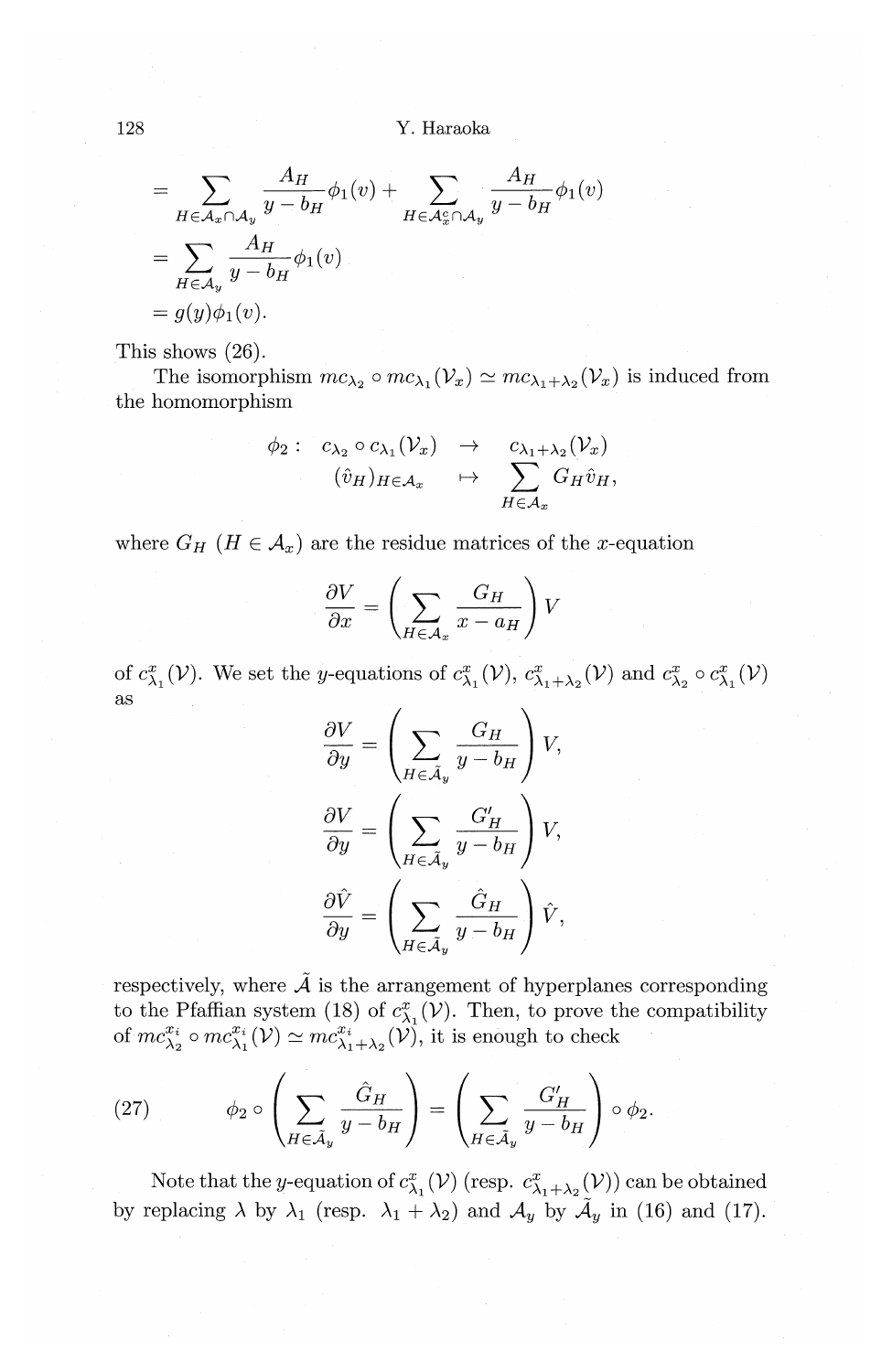$$= \sum_{H\in\mathcal{A}_x\cap\mathcal{A}_y} \frac{A_H}{y-b_H}\phi_1(v) + \sum_{H\in\mathcal{A}_x^c\cap\mathcal{A}_y} \frac{A_H}{y-b_H}\phi_1(v)$$

$$= \sum_{H\in\mathcal{A}_y} \frac{A_H}{y-b_H}\phi_1(v)$$

$$= g(y)\phi_1(v).$$

This shows (26).

The isomorphism $mc_{\lambda_2} \circ mc_{\lambda_1}(\mathcal{V}_x) \simeq mc_{\lambda_1+\lambda_2}(\mathcal{V}_x)$ is induced from the homomorphism

$$\begin{array}{rccc} \phi_2 : & c_{\lambda_2} \circ c_{\lambda_1}(\mathcal{V}_x) & \to & c_{\lambda_1+\lambda_2}(\mathcal{V}_x) \\ & (\hat{v}_H)_{H\in\mathcal{A}_x} & \mapsto & \displaystyle\sum_{H\in\mathcal{A}_x} G_H \hat{v}_H, \end{array}$$

where $G_H$ ($H \in \mathcal{A}_x$) are the residue matrices of the $x$-equation

$$\frac{\partial V}{\partial x} = \left( \sum_{H\in\mathcal{A}_x} \frac{G_H}{x-a_H} \right) V$$

of $c^x_{\lambda_1}(\mathcal{V})$. We set the $y$-equations of $c^x_{\lambda_1}(\mathcal{V})$, $c^x_{\lambda_1+\lambda_2}(\mathcal{V})$ and $c^x_{\lambda_2} \circ c^x_{\lambda_1}(\mathcal{V})$ as

$$\frac{\partial V}{\partial y} = \left( \sum_{H\in\tilde{\mathcal{A}}_y} \frac{G_H}{y-b_H} \right) V,$$

$$\frac{\partial V}{\partial y} = \left( \sum_{H\in\tilde{\mathcal{A}}_y} \frac{G'_H}{y-b_H} \right) V,$$

$$\frac{\partial \hat{V}}{\partial y} = \left( \sum_{H\in\tilde{\mathcal{A}}_y} \frac{\hat{G}_H}{y-b_H} \right) \hat{V},$$

respectively, where $\tilde{\mathcal{A}}$ is the arrangement of hyperplanes corresponding to the Pfaffian system (18) of $c^x_{\lambda_1}(\mathcal{V})$. Then, to prove the compatibility of $mc^{x_i}_{\lambda_2} \circ mc^{x_i}_{\lambda_1}(\mathcal{V}) \simeq mc^{x_i}_{\lambda_1+\lambda_2}(\mathcal{V})$, it is enough to check

$$\phi_2 \circ \left( \sum_{H\in\tilde{\mathcal{A}}_y} \frac{\hat{G}_H}{y-b_H} \right) = \left( \sum_{H\in\tilde{\mathcal{A}}_y} \frac{G'_H}{y-b_H} \right) \circ \phi_2. \tag{27}$$

Note that the $y$-equation of $c^x_{\lambda_1}(\mathcal{V})$ (resp. $c^x_{\lambda_1+\lambda_2}(\mathcal{V})$) can be obtained by replacing $\lambda$ by $\lambda_1$ (resp. $\lambda_1 + \lambda_2$) and $\mathcal{A}_y$ by $\tilde{\mathcal{A}}_y$ in (16) and (17).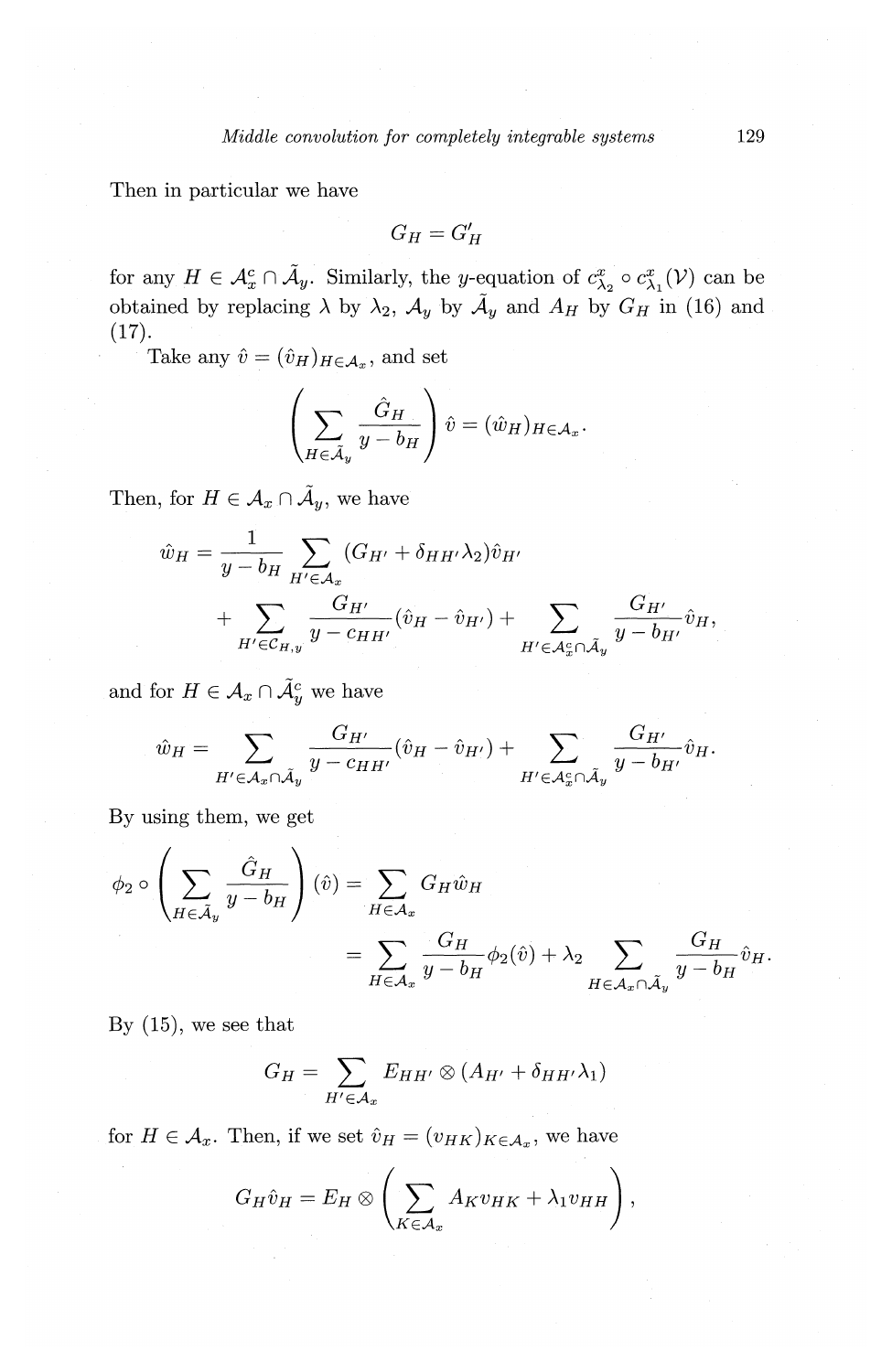Then in particular we have

$$G_H = G'_H$$

for any $H \in \mathcal{A}_x^c \cap \tilde{\mathcal{A}}_y$. Similarly, the $y$-equation of $c^x_{\lambda_2} \circ c^x_{\lambda_1}(\mathcal{V})$ can be obtained by replacing $\lambda$ by $\lambda_2$, $\mathcal{A}_y$ by $\tilde{\mathcal{A}}_y$ and $A_H$ by $G_H$ in (16) and (17).

Take any $\hat{v} = (\hat{v}_H)_{H \in \mathcal{A}_x}$, and set

$$\left( \sum_{H \in \tilde{\mathcal{A}}_y} \frac{\hat{G}_H}{y - b_H} \right) \hat{v} = (\hat{w}_H)_{H \in \mathcal{A}_x}.$$

Then, for $H \in \mathcal{A}_x \cap \tilde{\mathcal{A}}_y$, we have

$$\begin{aligned}
\hat{w}_H = & \frac{1}{y - b_H} \sum_{H' \in \mathcal{A}_x} (G_{H'} + \delta_{HH'} \lambda_2) \hat{v}_{H'} \\
& + \sum_{H' \in \mathcal{C}_{H,y}} \frac{G_{H'}}{y - c_{HH'}} (\hat{v}_H - \hat{v}_{H'}) + \sum_{H' \in \mathcal{A}_x^c \cap \tilde{\mathcal{A}}_y} \frac{G_{H'}}{y - b_{H'}} \hat{v}_H,
\end{aligned}$$

and for $H \in \mathcal{A}_x \cap \tilde{\mathcal{A}}_y^c$ we have

$$\hat{w}_H = \sum_{H' \in \mathcal{A}_x \cap \tilde{\mathcal{A}}_y} \frac{G_{H'}}{y - c_{HH'}} (\hat{v}_H - \hat{v}_{H'}) + \sum_{H' \in \mathcal{A}_x^c \cap \tilde{\mathcal{A}}_y} \frac{G_{H'}}{y - b_{H'}} \hat{v}_H.$$

By using them, we get

$$\begin{aligned}
\phi_2 \circ \left( \sum_{H \in \tilde{\mathcal{A}}_y} \frac{\hat{G}_H}{y - b_H} \right) (\hat{v}) &= \sum_{H \in \mathcal{A}_x} G_H \hat{w}_H \\
&= \sum_{H \in \mathcal{A}_x} \frac{G_H}{y - b_H} \phi_2(\hat{v}) + \lambda_2 \sum_{H \in \mathcal{A}_x \cap \tilde{\mathcal{A}}_y} \frac{G_H}{y - b_H} \hat{v}_H.
\end{aligned}$$

By (15), we see that

$$G_H = \sum_{H' \in \mathcal{A}_x} E_{HH'} \otimes (A_{H'} + \delta_{HH'} \lambda_1)$$

for $H \in \mathcal{A}_x$. Then, if we set $\hat{v}_H = (v_{HK})_{K \in \mathcal{A}_x}$, we have

$$G_H \hat{v}_H = E_H \otimes \left( \sum_{K \in \mathcal{A}_x} A_K v_{HK} + \lambda_1 v_{HH} \right),$$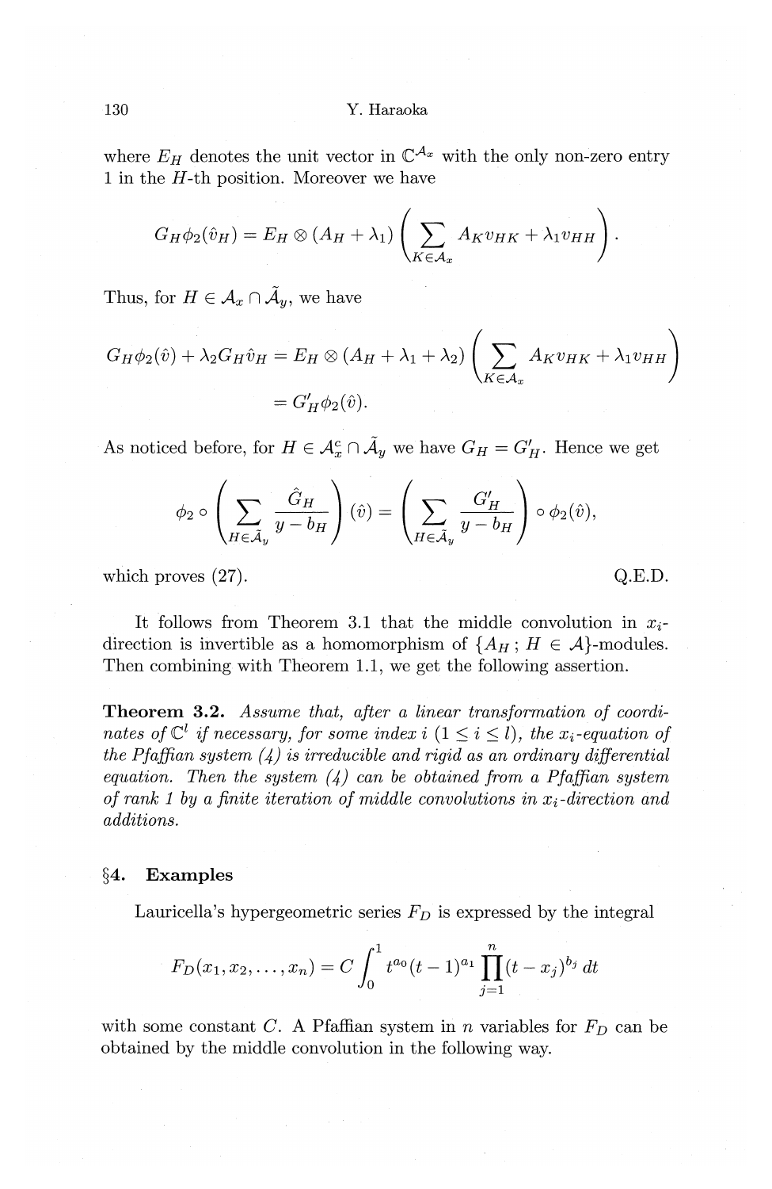where $E_H$ denotes the unit vector in $\mathbb{C}^{\mathcal{A}_x}$ with the only non-zero entry 1 in the $H$-th position. Moreover we have

$$G_H \phi_2(\hat{v}_H) = E_H \otimes (A_H + \lambda_1) \left( \sum_{K \in \mathcal{A}_x} A_K v_{HK} + \lambda_1 v_{HH} \right).$$

Thus, for $H \in \mathcal{A}_x \cap \tilde{\mathcal{A}}_y$, we have

$$\begin{aligned} G_H \phi_2(\hat{v}) + \lambda_2 G_H \hat{v}_H &= E_H \otimes (A_H + \lambda_1 + \lambda_2) \left( \sum_{K \in \mathcal{A}_x} A_K v_{HK} + \lambda_1 v_{HH} \right) \\ &= G'_H \phi_2(\hat{v}). \end{aligned}$$

As noticed before, for $H \in \mathcal{A}_x^c \cap \tilde{\mathcal{A}}_y$ we have $G_H = G'_H$. Hence we get

$$\phi_2 \circ \left( \sum_{H \in \tilde{\mathcal{A}}_y} \frac{\hat{G}_H}{y - b_H} \right) (\hat{v}) = \left( \sum_{H \in \tilde{\mathcal{A}}_y} \frac{G'_H}{y - b_H} \right) \circ \phi_2(\hat{v}),$$

which proves (27). Q.E.D.

It follows from Theorem 3.1 that the middle convolution in $x_i$-direction is invertible as a homomorphism of $\{A_H\,;\, H \in \mathcal{A}\}$-modules. Then combining with Theorem 1.1, we get the following assertion.

**Theorem 3.2.** *Assume that, after a linear transformation of coordinates of $\mathbb{C}^l$ if necessary, for some index $i$ ($1 \le i \le l$), the $x_i$-equation of the Pfaffian system (4) is irreducible and rigid as an ordinary differential equation. Then the system (4) can be obtained from a Pfaffian system of rank 1 by a finite iteration of middle convolutions in $x_i$-direction and additions.*

## §4. Examples

Lauricella's hypergeometric series $F_D$ is expressed by the integral

$$F_D(x_1, x_2, \ldots, x_n) = C \int_0^1 t^{a_0}(t-1)^{a_1} \prod_{j=1}^{n} (t - x_j)^{b_j}\, dt$$

with some constant $C$. A Pfaffian system in $n$ variables for $F_D$ can be obtained by the middle convolution in the following way.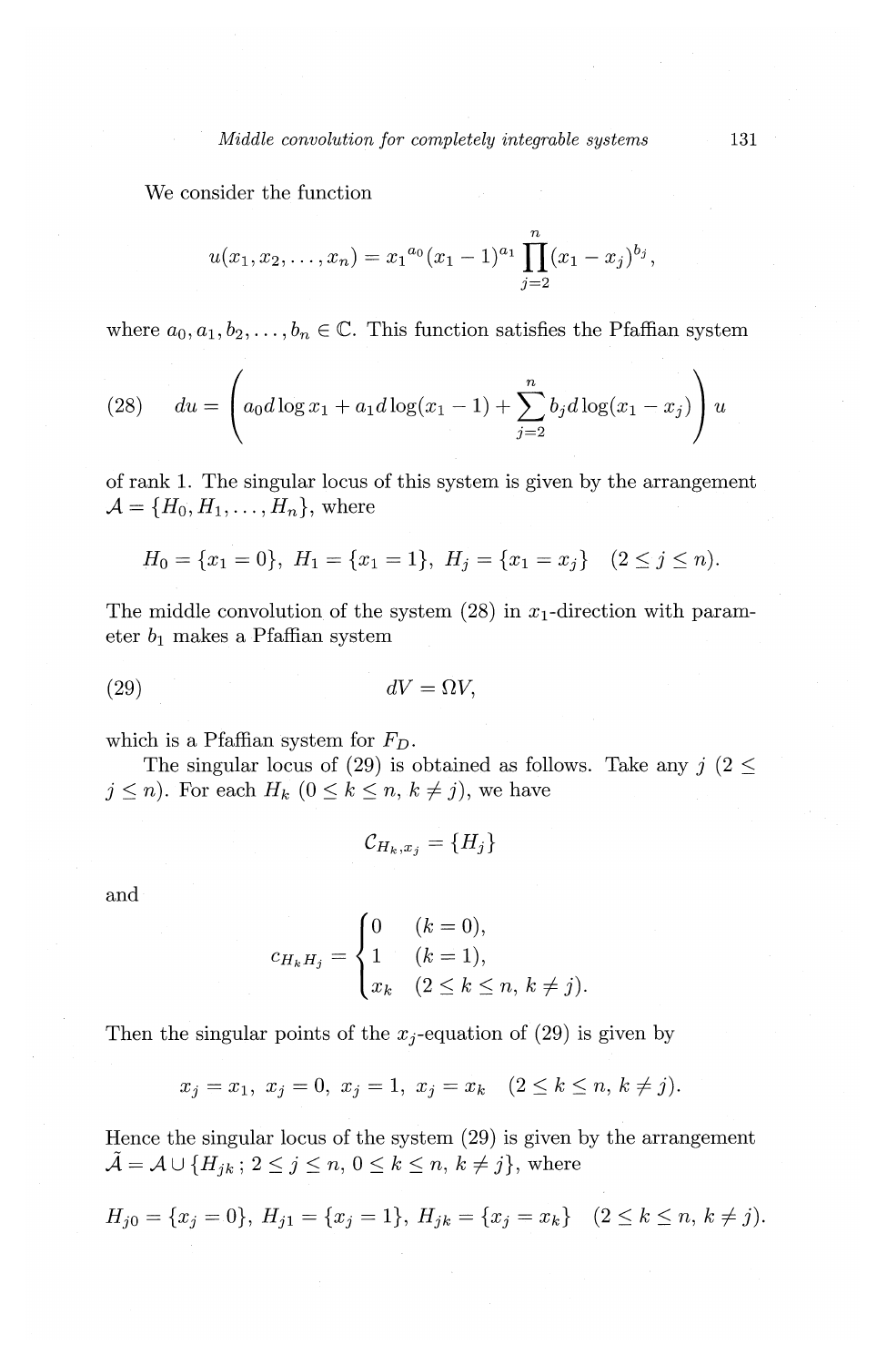We consider the function

$$u(x_1, x_2, \ldots, x_n) = {x_1}^{a_0}(x_1 - 1)^{a_1} \prod_{j=2}^{n} (x_1 - x_j)^{b_j},$$

where $a_0, a_1, b_2, \ldots, b_n \in \mathbb{C}$. This function satisfies the Pfaffian system

$$du = \left( a_0 d\log x_1 + a_1 d\log(x_1 - 1) + \sum_{j=2}^{n} b_j d\log(x_1 - x_j) \right) u \tag{28}$$

of rank 1. The singular locus of this system is given by the arrangement $\mathcal{A} = \{H_0, H_1, \ldots, H_n\}$, where

$$H_0 = \{x_1 = 0\},\ H_1 = \{x_1 = 1\},\ H_j = \{x_1 = x_j\} \quad (2 \le j \le n).$$

The middle convolution of the system (28) in $x_1$-direction with parameter $b_1$ makes a Pfaffian system

$$dV = \Omega V, \tag{29}$$

which is a Pfaffian system for $F_D$.

The singular locus of (29) is obtained as follows. Take any $j$ ($2 \le j \le n$). For each $H_k$ ($0 \le k \le n$, $k \ne j$), we have

$$\mathcal{C}_{H_k, x_j} = \{H_j\}$$

and

$$c_{H_k H_j} = \begin{cases} 0 & (k = 0), \\ 1 & (k = 1), \\ x_k & (2 \le k \le n,\ k \ne j). \end{cases}$$

Then the singular points of the $x_j$-equation of (29) is given by

$$x_j = x_1,\ x_j = 0,\ x_j = 1,\ x_j = x_k \quad (2 \le k \le n,\ k \ne j).$$

Hence the singular locus of the system (29) is given by the arrangement $\tilde{\mathcal{A}} = \mathcal{A} \cup \{H_{jk}\,;\ 2 \le j \le n,\ 0 \le k \le n,\ k \ne j\}$, where

$$H_{j0} = \{x_j = 0\},\ H_{j1} = \{x_j = 1\},\ H_{jk} = \{x_j = x_k\} \quad (2 \le k \le n,\ k \ne j).$$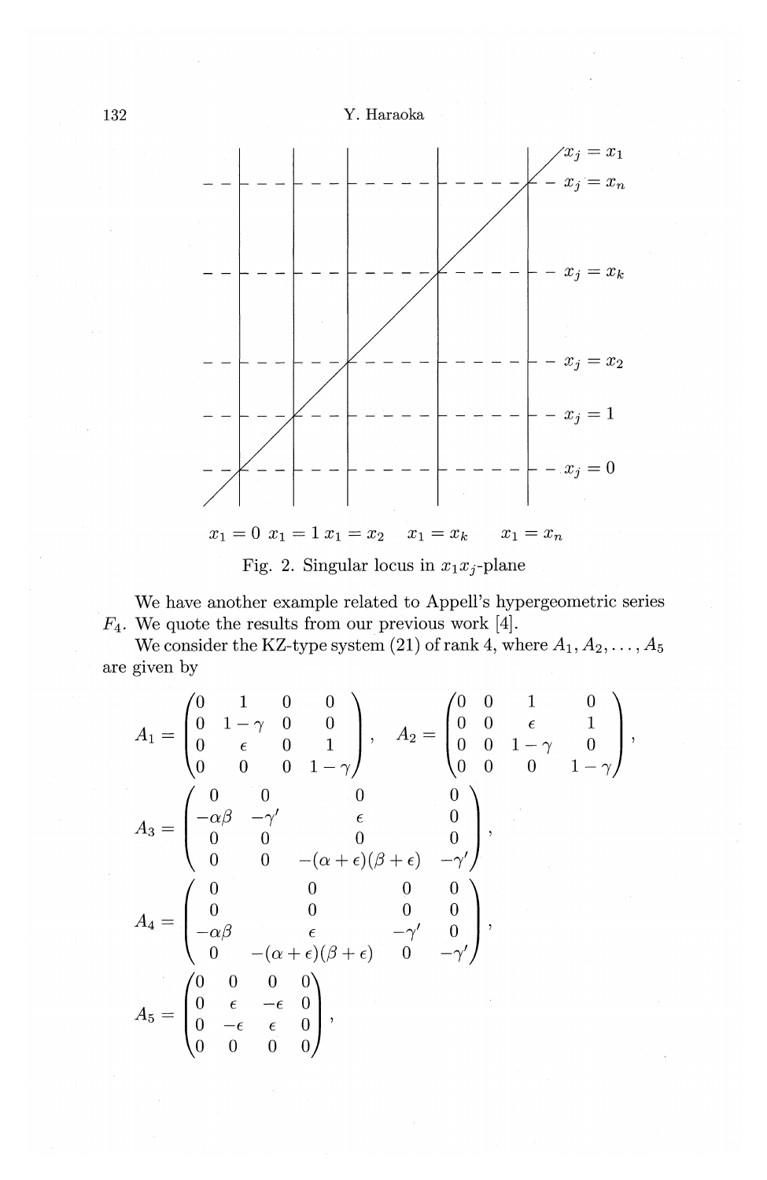Fig. 2. Singular locus in $x_1x_j$-plane

We have another example related to Appell's hypergeometric series $F_4$. We quote the results from our previous work [4].

We consider the KZ-type system (21) of rank 4, where $A_1, A_2, \dots, A_5$ are given by

$$
A_1 = \begin{pmatrix} 0 & 1 & 0 & 0 \\ 0 & 1-\gamma & 0 & 0 \\ 0 & \epsilon & 0 & 1 \\ 0 & 0 & 0 & 1-\gamma \end{pmatrix}, \quad A_2 = \begin{pmatrix} 0 & 0 & 1 & 0 \\ 0 & 0 & \epsilon & 1 \\ 0 & 0 & 1-\gamma & 0 \\ 0 & 0 & 0 & 1-\gamma \end{pmatrix},
$$

$$
A_3 = \begin{pmatrix} 0 & 0 & 0 & 0 \\ -\alpha\beta & -\gamma' & \epsilon & 0 \\ 0 & 0 & 0 & 0 \\ 0 & 0 & -(\alpha+\epsilon)(\beta+\epsilon) & -\gamma' \end{pmatrix},
$$

$$
A_4 = \begin{pmatrix} 0 & 0 & 0 & 0 \\ 0 & 0 & 0 & 0 \\ -\alpha\beta & \epsilon & -\gamma' & 0 \\ 0 & -(\alpha+\epsilon)(\beta+\epsilon) & 0 & -\gamma' \end{pmatrix},
$$

$$
A_5 = \begin{pmatrix} 0 & 0 & 0 & 0 \\ 0 & \epsilon & -\epsilon & 0 \\ 0 & -\epsilon & \epsilon & 0 \\ 0 & 0 & 0 & 0 \end{pmatrix},
$$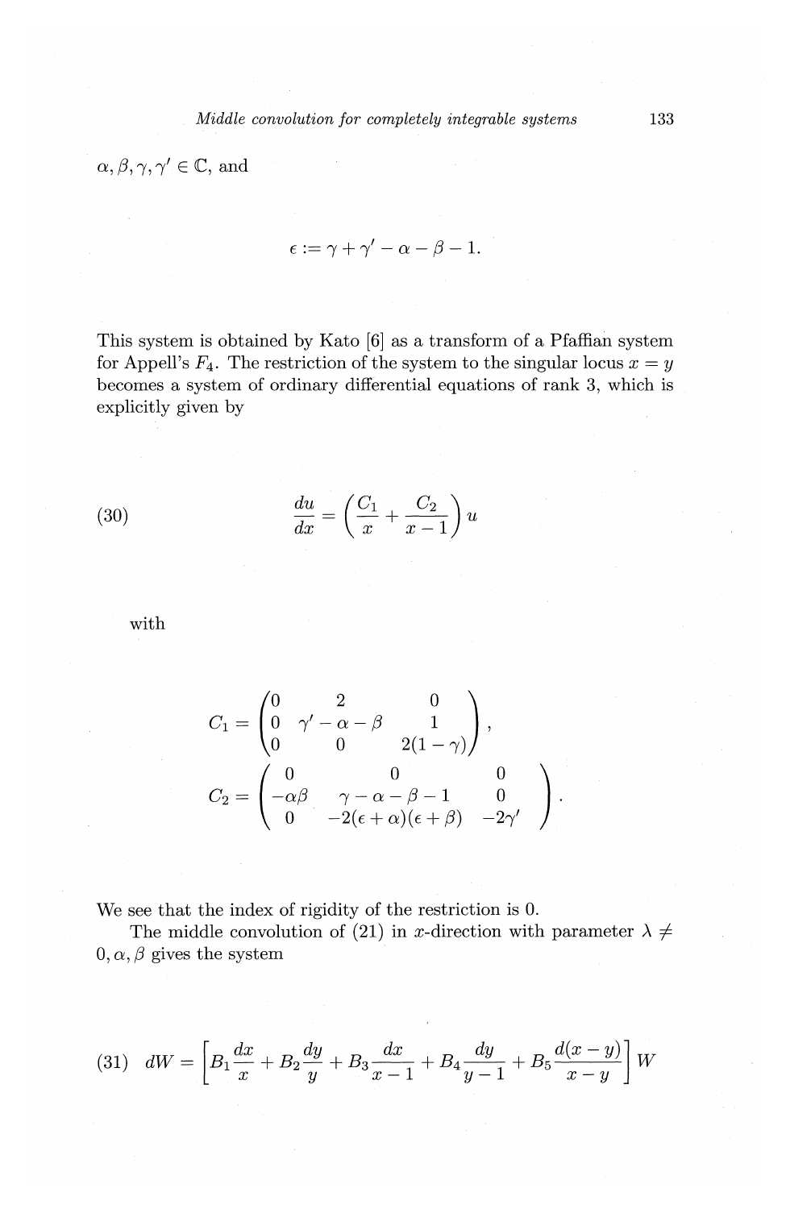$\alpha, \beta, \gamma, \gamma' \in \mathbb{C}$, and

$$\epsilon := \gamma + \gamma' - \alpha - \beta - 1.$$

This system is obtained by Kato [6] as a transform of a Pfaffian system for Appell's $F_4$. The restriction of the system to the singular locus $x = y$ becomes a system of ordinary differential equations of rank 3, which is explicitly given by

$$\frac{du}{dx} = \left( \frac{C_1}{x} + \frac{C_2}{x-1} \right) u \tag{30}$$

with

$$C_1 = \begin{pmatrix} 0 & 2 & 0 \\ 0 & \gamma' - \alpha - \beta & 1 \\ 0 & 0 & 2(1-\gamma) \end{pmatrix},$$

$$C_2 = \begin{pmatrix} 0 & 0 & 0 \\ -\alpha\beta & \gamma - \alpha - \beta - 1 & 0 \\ 0 & -2(\epsilon + \alpha)(\epsilon + \beta) & -2\gamma' \end{pmatrix}.$$

We see that the index of rigidity of the restriction is 0.

The middle convolution of (21) in $x$-direction with parameter $\lambda \neq 0, \alpha, \beta$ gives the system

$$dW = \left[ B_1 \frac{dx}{x} + B_2 \frac{dy}{y} + B_3 \frac{dx}{x-1} + B_4 \frac{dy}{y-1} + B_5 \frac{d(x-y)}{x-y} \right] W \tag{31}$$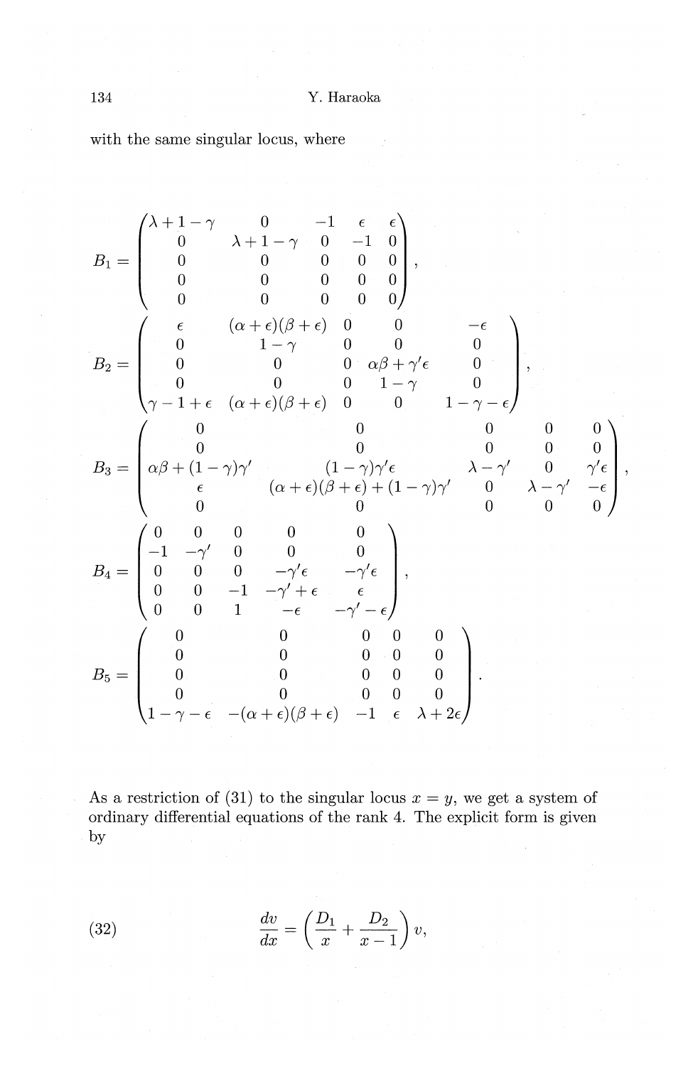with the same singular locus, where

$$
B_1 = \begin{pmatrix} \lambda+1-\gamma & 0 & -1 & \epsilon & \epsilon \\ 0 & \lambda+1-\gamma & 0 & -1 & 0 \\ 0 & 0 & 0 & 0 & 0 \\ 0 & 0 & 0 & 0 & 0 \\ 0 & 0 & 0 & 0 & 0 \end{pmatrix},
$$

$$
B_2 = \begin{pmatrix} \epsilon & (\alpha+\epsilon)(\beta+\epsilon) & 0 & 0 & -\epsilon \\ 0 & 1-\gamma & 0 & 0 & 0 \\ 0 & 0 & 0 & \alpha\beta+\gamma'\epsilon & 0 \\ 0 & 0 & 0 & 1-\gamma & 0 \\ \gamma-1+\epsilon & (\alpha+\epsilon)(\beta+\epsilon) & 0 & 0 & 1-\gamma-\epsilon \end{pmatrix},
$$

$$
B_3 = \begin{pmatrix} 0 & 0 & 0 & 0 & 0 \\ 0 & 0 & 0 & 0 & 0 \\ \alpha\beta+(1-\gamma)\gamma' & (1-\gamma)\gamma'\epsilon & \lambda-\gamma' & 0 & \gamma'\epsilon \\ \epsilon & (\alpha+\epsilon)(\beta+\epsilon)+(1-\gamma)\gamma' & 0 & \lambda-\gamma' & -\epsilon \\ 0 & 0 & 0 & 0 & 0 \end{pmatrix},
$$

$$
B_4 = \begin{pmatrix} 0 & 0 & 0 & 0 & 0 \\ -1 & -\gamma' & 0 & 0 & 0 \\ 0 & 0 & 0 & -\gamma'\epsilon & -\gamma'\epsilon \\ 0 & 0 & -1 & -\gamma'+\epsilon & \epsilon \\ 0 & 0 & 1 & -\epsilon & -\gamma'-\epsilon \end{pmatrix},
$$

$$
B_5 = \begin{pmatrix} 0 & 0 & 0 & 0 & 0 \\ 0 & 0 & 0 & 0 & 0 \\ 0 & 0 & 0 & 0 & 0 \\ 0 & 0 & 0 & 0 & 0 \\ 1-\gamma-\epsilon & -(\alpha+\epsilon)(\beta+\epsilon) & -1 & \epsilon & \lambda+2\epsilon \end{pmatrix}.
$$

As a restriction of (31) to the singular locus $x = y$, we get a system of ordinary differential equations of the rank 4. The explicit form is given by

$$
\frac{dv}{dx} = \left( \frac{D_1}{x} + \frac{D_2}{x-1} \right) v, \tag{32}
$$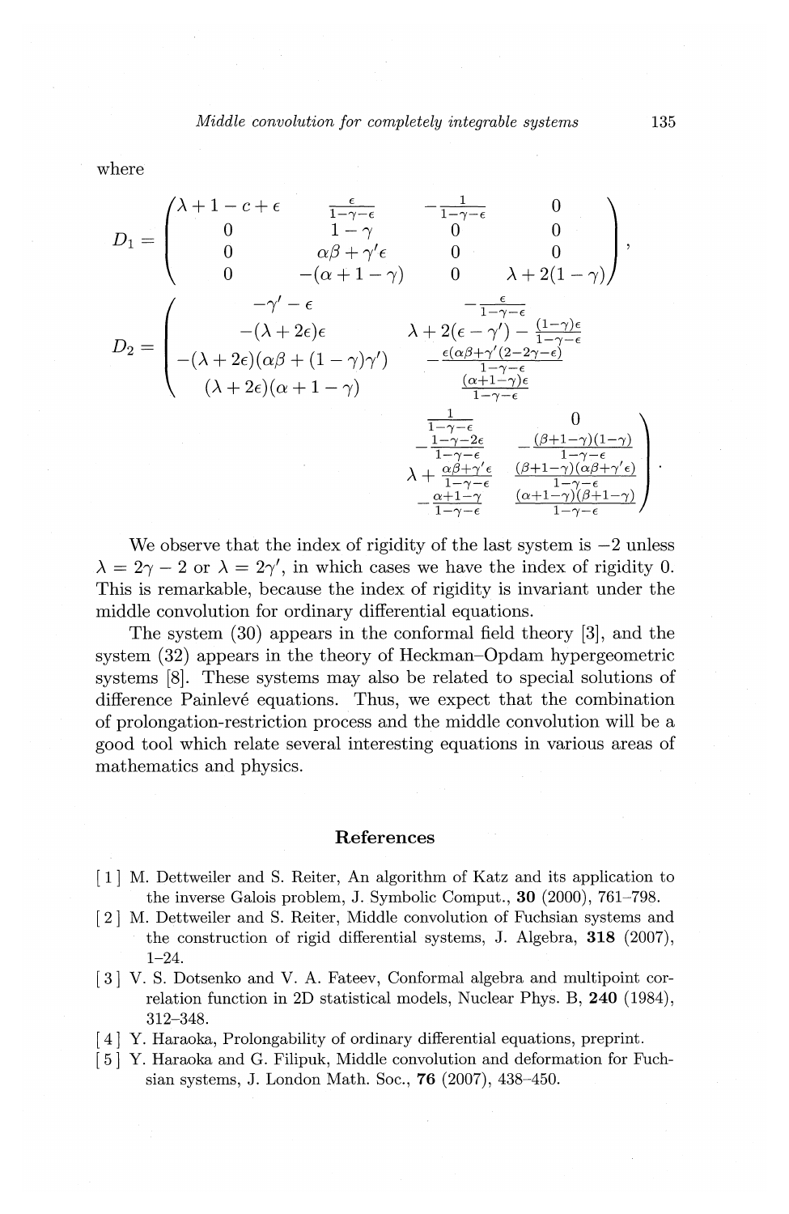where

$$
D_1 = \begin{pmatrix} \lambda+1-c+\epsilon & \frac{\epsilon}{1-\gamma-\epsilon} & -\frac{1}{1-\gamma-\epsilon} & 0 \\ 0 & 1-\gamma & 0 & 0 \\ 0 & \alpha\beta+\gamma'\epsilon & 0 & 0 \\ 0 & -(\alpha+1-\gamma) & 0 & \lambda+2(1-\gamma) \end{pmatrix},
$$

$$
D_2 = \begin{pmatrix} -\gamma'-\epsilon & -\frac{\epsilon}{1-\gamma-\epsilon} & \frac{1}{1-\gamma-\epsilon} & 0 \\ -(\lambda+2\epsilon)\epsilon & \lambda+2(\epsilon-\gamma')-\frac{(1-\gamma)\epsilon}{1-\gamma-\epsilon} & -\frac{1-\gamma-2\epsilon}{1-\gamma-\epsilon} & -\frac{(\beta+1-\gamma)(1-\gamma)}{1-\gamma-\epsilon} \\ -(\lambda+2\epsilon)(\alpha\beta+(1-\gamma)\gamma') & -\frac{\epsilon(\alpha\beta+\gamma'(2-2\gamma-\epsilon)}{1-\gamma-\epsilon} & \lambda+\frac{\alpha\beta+\gamma'\epsilon}{1-\gamma-\epsilon} & \frac{(\beta+1-\gamma)(\alpha\beta+\gamma'\epsilon)}{1-\gamma-\epsilon} \\ (\lambda+2\epsilon)(\alpha+1-\gamma) & \frac{(\alpha+1-\gamma)\epsilon}{1-\gamma-\epsilon} & -\frac{\alpha+1-\gamma}{1-\gamma-\epsilon} & \frac{(\alpha+1-\gamma)(\beta+1-\gamma)}{1-\gamma-\epsilon} \end{pmatrix}.
$$

We observe that the index of rigidity of the last system is $-2$ unless $\lambda = 2\gamma - 2$ or $\lambda = 2\gamma'$, in which cases we have the index of rigidity 0. This is remarkable, because the index of rigidity is invariant under the middle convolution for ordinary differential equations.

The system (30) appears in the conformal field theory [3], and the system (32) appears in the theory of Heckman–Opdam hypergeometric systems [8]. These systems may also be related to special solutions of difference Painlevé equations. Thus, we expect that the combination of prolongation-restriction process and the middle convolution will be a good tool which relate several interesting equations in various areas of mathematics and physics.

## References

[1] M. Dettweiler and S. Reiter, An algorithm of Katz and its application to the inverse Galois problem, J. Symbolic Comput., **30** (2000), 761–798.

[2] M. Dettweiler and S. Reiter, Middle convolution of Fuchsian systems and the construction of rigid differential systems, J. Algebra, **318** (2007), 1–24.

[3] V. S. Dotsenko and V. A. Fateev, Conformal algebra and multipoint correlation function in 2D statistical models, Nuclear Phys. B, **240** (1984), 312–348.

[4] Y. Haraoka, Prolongability of ordinary differential equations, preprint.

[5] Y. Haraoka and G. Filipuk, Middle convolution and deformation for Fuchsian systems, J. London Math. Soc., **76** (2007), 438–450.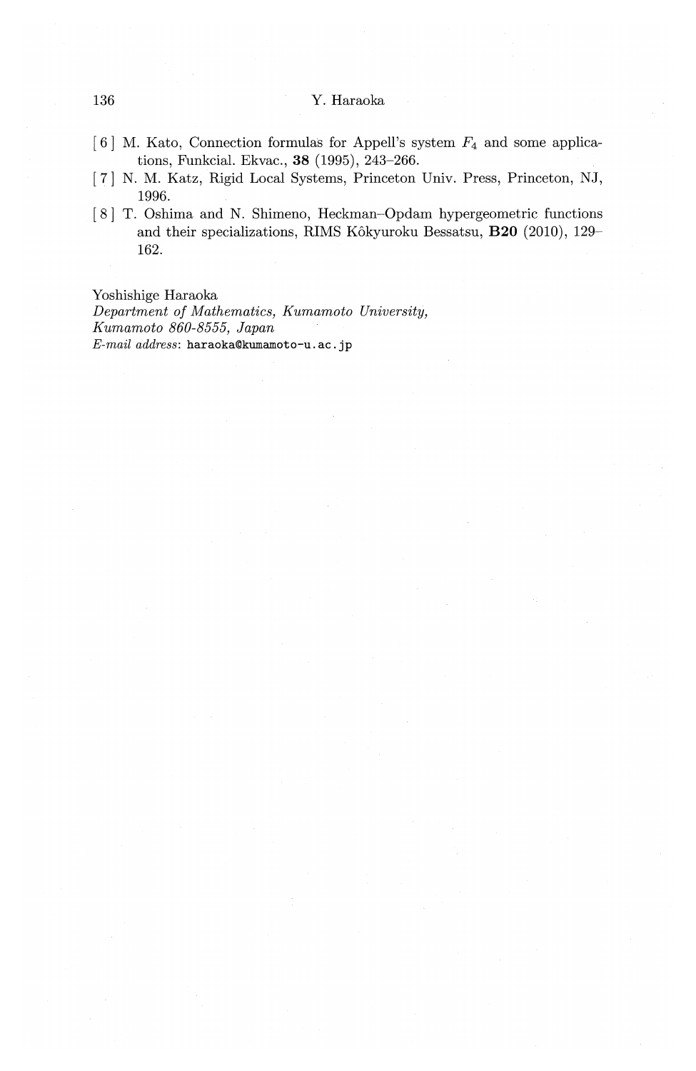[6] M. Kato, Connection formulas for Appell's system $F_4$ and some applications, Funkcial. Ekvac., **38** (1995), 243–266.

[7] N. M. Katz, Rigid Local Systems, Princeton Univ. Press, Princeton, NJ, 1996.

[8] T. Oshima and N. Shimeno, Heckman–Opdam hypergeometric functions and their specializations, RIMS Kôkyuroku Bessatsu, **B20** (2010), 129–162.

Yoshishige Haraoka
*Department of Mathematics, Kumamoto University,*
*Kumamoto 860-8555, Japan*
*E-mail address*: haraoka@kumamoto-u.ac.jp